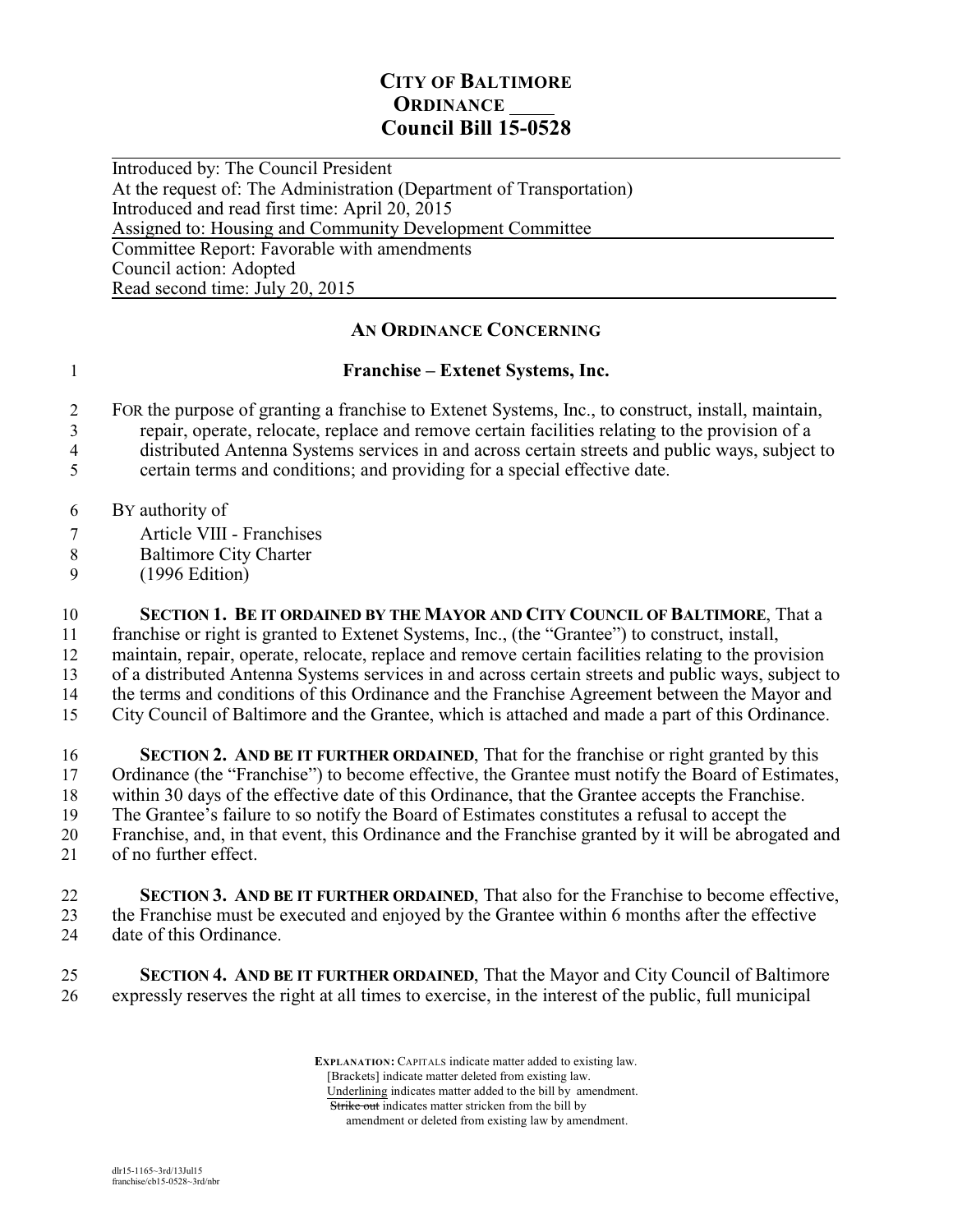# CITY OF BALTIMORE
## ORDINANCE ____
## Council Bill 15-0528

Introduced by: The Council President
At the request of: The Administration (Department of Transportation)
Introduced and read first time: April 20, 2015
Assigned to: Housing and Community Development Committee
Committee Report: Favorable with amendments
Council action: Adopted
Read second time: July 20, 2015

### AN ORDINANCE CONCERNING

**Franchise – Extenet Systems, Inc.**

FOR the purpose of granting a franchise to Extenet Systems, Inc., to construct, install, maintain, repair, operate, relocate, replace and remove certain facilities relating to the provision of a distributed Antenna Systems services in and across certain streets and public ways, subject to certain terms and conditions; and providing for a special effective date.

BY authority of
Article VIII - Franchises
Baltimore City Charter
(1996 Edition)

**SECTION 1. BE IT ORDAINED BY THE MAYOR AND CITY COUNCIL OF BALTIMORE**, That a franchise or right is granted to Extenet Systems, Inc., (the "Grantee") to construct, install, maintain, repair, operate, relocate, replace and remove certain facilities relating to the provision of a distributed Antenna Systems services in and across certain streets and public ways, subject to the terms and conditions of this Ordinance and the Franchise Agreement between the Mayor and City Council of Baltimore and the Grantee, which is attached and made a part of this Ordinance.

**SECTION 2. AND BE IT FURTHER ORDAINED**, That for the franchise or right granted by this Ordinance (the "Franchise") to become effective, the Grantee must notify the Board of Estimates, within 30 days of the effective date of this Ordinance, that the Grantee accepts the Franchise. The Grantee's failure to so notify the Board of Estimates constitutes a refusal to accept the Franchise, and, in that event, this Ordinance and the Franchise granted by it will be abrogated and of no further effect.

**SECTION 3. AND BE IT FURTHER ORDAINED**, That also for the Franchise to become effective, the Franchise must be executed and enjoyed by the Grantee within 6 months after the effective date of this Ordinance.

**SECTION 4. AND BE IT FURTHER ORDAINED**, That the Mayor and City Council of Baltimore expressly reserves the right at all times to exercise, in the interest of the public, full municipal

**EXPLANATION:** CAPITALS indicate matter added to existing law.
[Brackets] indicate matter deleted from existing law.
Underlining indicates matter added to the bill by amendment.
~~Strike out~~ indicates matter stricken from the bill by amendment or deleted from existing law by amendment.

dlr15-1165~3rd/13Jul15
franchise/cb15-0528~3rd/nbr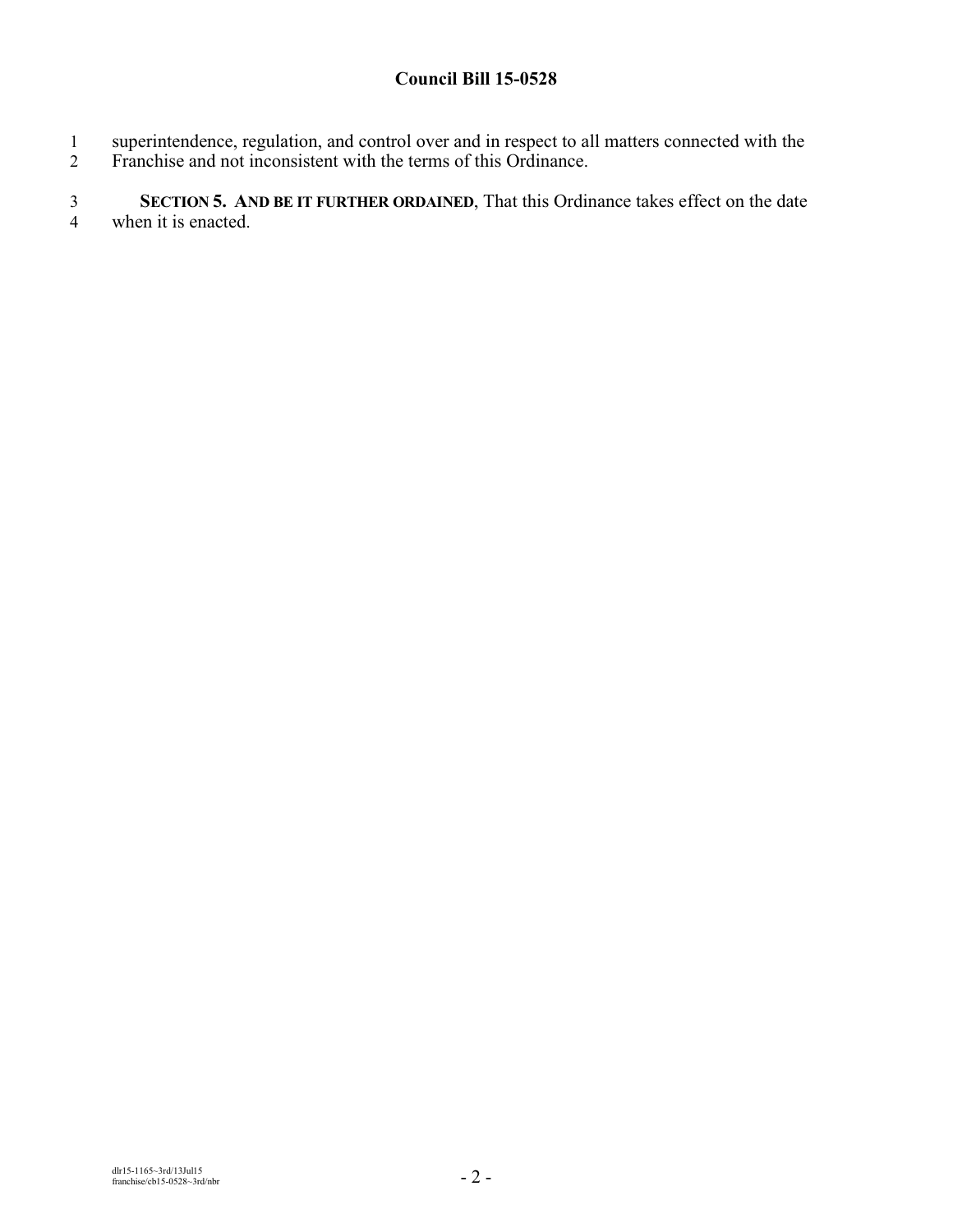superintendence, regulation, and control over and in respect to all matters connected with the Franchise and not inconsistent with the terms of this Ordinance.

**SECTION 5. AND BE IT FURTHER ORDAINED**, That this Ordinance takes effect on the date when it is enacted.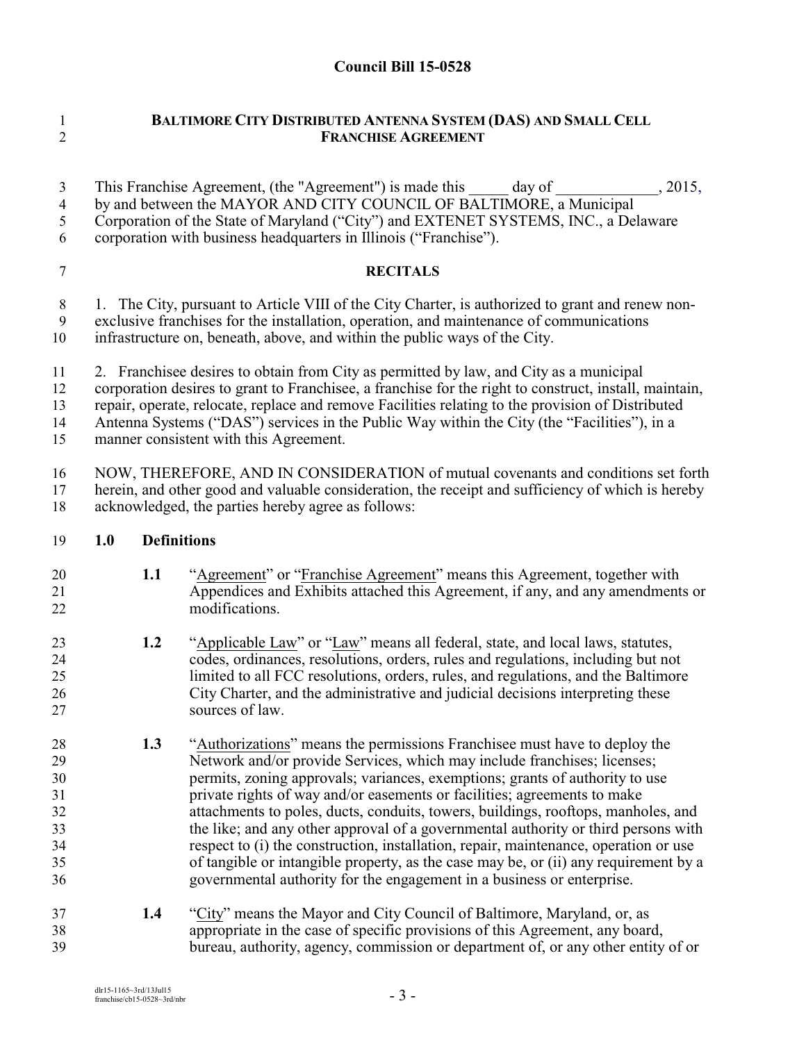**Council Bill 15-0528**

## BALTIMORE CITY DISTRIBUTED ANTENNA SYSTEM (DAS) AND SMALL CELL FRANCHISE AGREEMENT

This Franchise Agreement, (the "Agreement") is made this _____ day of _____________, 2015, by and between the MAYOR AND CITY COUNCIL OF BALTIMORE, a Municipal Corporation of the State of Maryland ("City") and EXTENET SYSTEMS, INC., a Delaware corporation with business headquarters in Illinois ("Franchise").

### RECITALS

1. The City, pursuant to Article VIII of the City Charter, is authorized to grant and renew non-exclusive franchises for the installation, operation, and maintenance of communications infrastructure on, beneath, above, and within the public ways of the City.

2. Franchisee desires to obtain from City as permitted by law, and City as a municipal corporation desires to grant to Franchisee, a franchise for the right to construct, install, maintain, repair, operate, relocate, replace and remove Facilities relating to the provision of Distributed Antenna Systems ("DAS") services in the Public Way within the City (the "Facilities"), in a manner consistent with this Agreement.

NOW, THEREFORE, AND IN CONSIDERATION of mutual covenants and conditions set forth herein, and other good and valuable consideration, the receipt and sufficiency of which is hereby acknowledged, the parties hereby agree as follows:

**1.0 Definitions**

**1.1** "Agreement" or "Franchise Agreement" means this Agreement, together with Appendices and Exhibits attached this Agreement, if any, and any amendments or modifications.

**1.2** "Applicable Law" or "Law" means all federal, state, and local laws, statutes, codes, ordinances, resolutions, orders, rules and regulations, including but not limited to all FCC resolutions, orders, rules, and regulations, and the Baltimore City Charter, and the administrative and judicial decisions interpreting these sources of law.

**1.3** "Authorizations" means the permissions Franchisee must have to deploy the Network and/or provide Services, which may include franchises; licenses; permits, zoning approvals; variances, exemptions; grants of authority to use private rights of way and/or easements or facilities; agreements to make attachments to poles, ducts, conduits, towers, buildings, rooftops, manholes, and the like; and any other approval of a governmental authority or third persons with respect to (i) the construction, installation, repair, maintenance, operation or use of tangible or intangible property, as the case may be, or (ii) any requirement by a governmental authority for the engagement in a business or enterprise.

**1.4** "City" means the Mayor and City Council of Baltimore, Maryland, or, as appropriate in the case of specific provisions of this Agreement, any board, bureau, authority, agency, commission or department of, or any other entity of or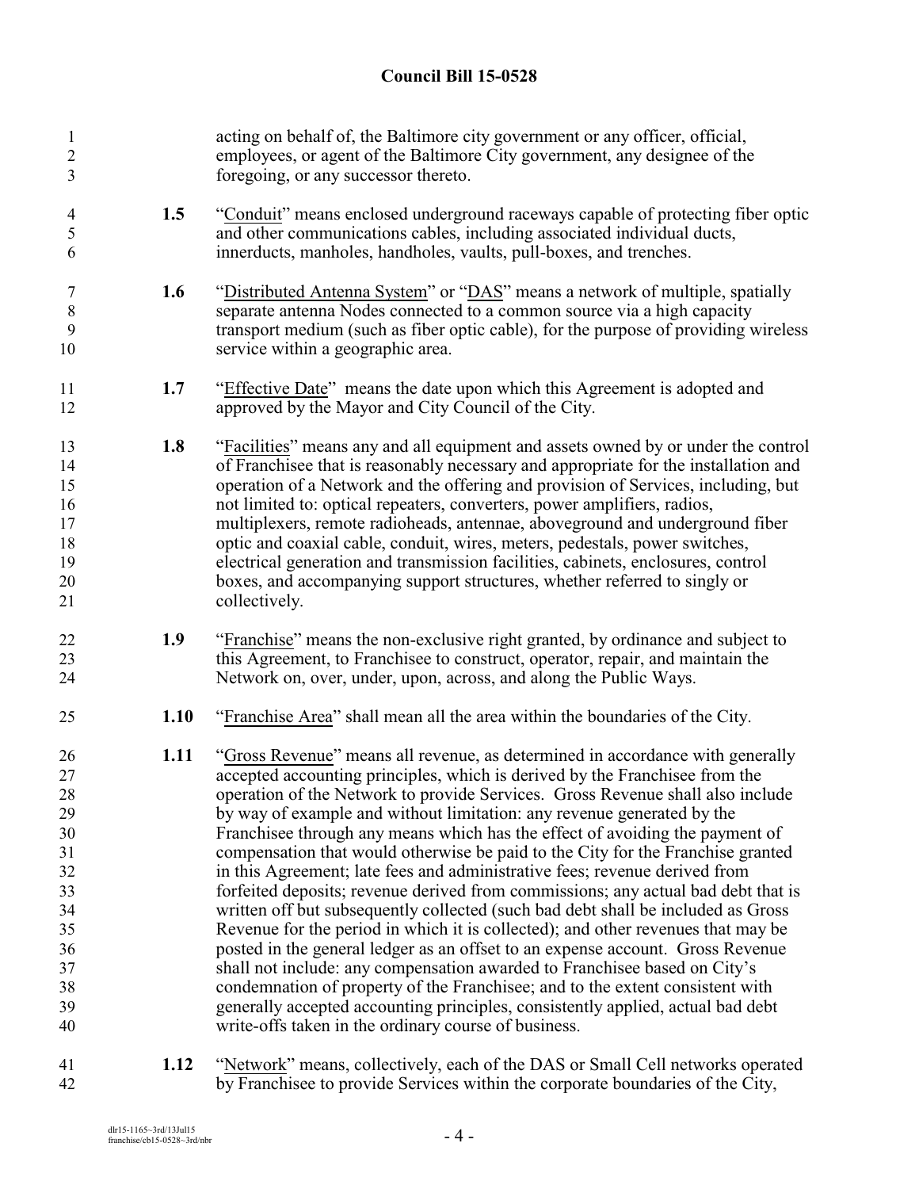acting on behalf of, the Baltimore city government or any officer, official, employees, or agent of the Baltimore City government, any designee of the foregoing, or any successor thereto.

**1.5** "Conduit" means enclosed underground raceways capable of protecting fiber optic and other communications cables, including associated individual ducts, innerducts, manholes, handholes, vaults, pull-boxes, and trenches.

**1.6** "Distributed Antenna System" or "DAS" means a network of multiple, spatially separate antenna Nodes connected to a common source via a high capacity transport medium (such as fiber optic cable), for the purpose of providing wireless service within a geographic area.

**1.7** "Effective Date" means the date upon which this Agreement is adopted and approved by the Mayor and City Council of the City.

**1.8** "Facilities" means any and all equipment and assets owned by or under the control of Franchisee that is reasonably necessary and appropriate for the installation and operation of a Network and the offering and provision of Services, including, but not limited to: optical repeaters, converters, power amplifiers, radios, multiplexers, remote radioheads, antennae, aboveground and underground fiber optic and coaxial cable, conduit, wires, meters, pedestals, power switches, electrical generation and transmission facilities, cabinets, enclosures, control boxes, and accompanying support structures, whether referred to singly or collectively.

**1.9** "Franchise" means the non-exclusive right granted, by ordinance and subject to this Agreement, to Franchisee to construct, operator, repair, and maintain the Network on, over, under, upon, across, and along the Public Ways.

**1.10** "Franchise Area" shall mean all the area within the boundaries of the City.

**1.11** "Gross Revenue" means all revenue, as determined in accordance with generally accepted accounting principles, which is derived by the Franchisee from the operation of the Network to provide Services. Gross Revenue shall also include by way of example and without limitation: any revenue generated by the Franchisee through any means which has the effect of avoiding the payment of compensation that would otherwise be paid to the City for the Franchise granted in this Agreement; late fees and administrative fees; revenue derived from forfeited deposits; revenue derived from commissions; any actual bad debt that is written off but subsequently collected (such bad debt shall be included as Gross Revenue for the period in which it is collected); and other revenues that may be posted in the general ledger as an offset to an expense account. Gross Revenue shall not include: any compensation awarded to Franchisee based on City's condemnation of property of the Franchisee; and to the extent consistent with generally accepted accounting principles, consistently applied, actual bad debt write-offs taken in the ordinary course of business.

**1.12** "Network" means, collectively, each of the DAS or Small Cell networks operated by Franchisee to provide Services within the corporate boundaries of the City,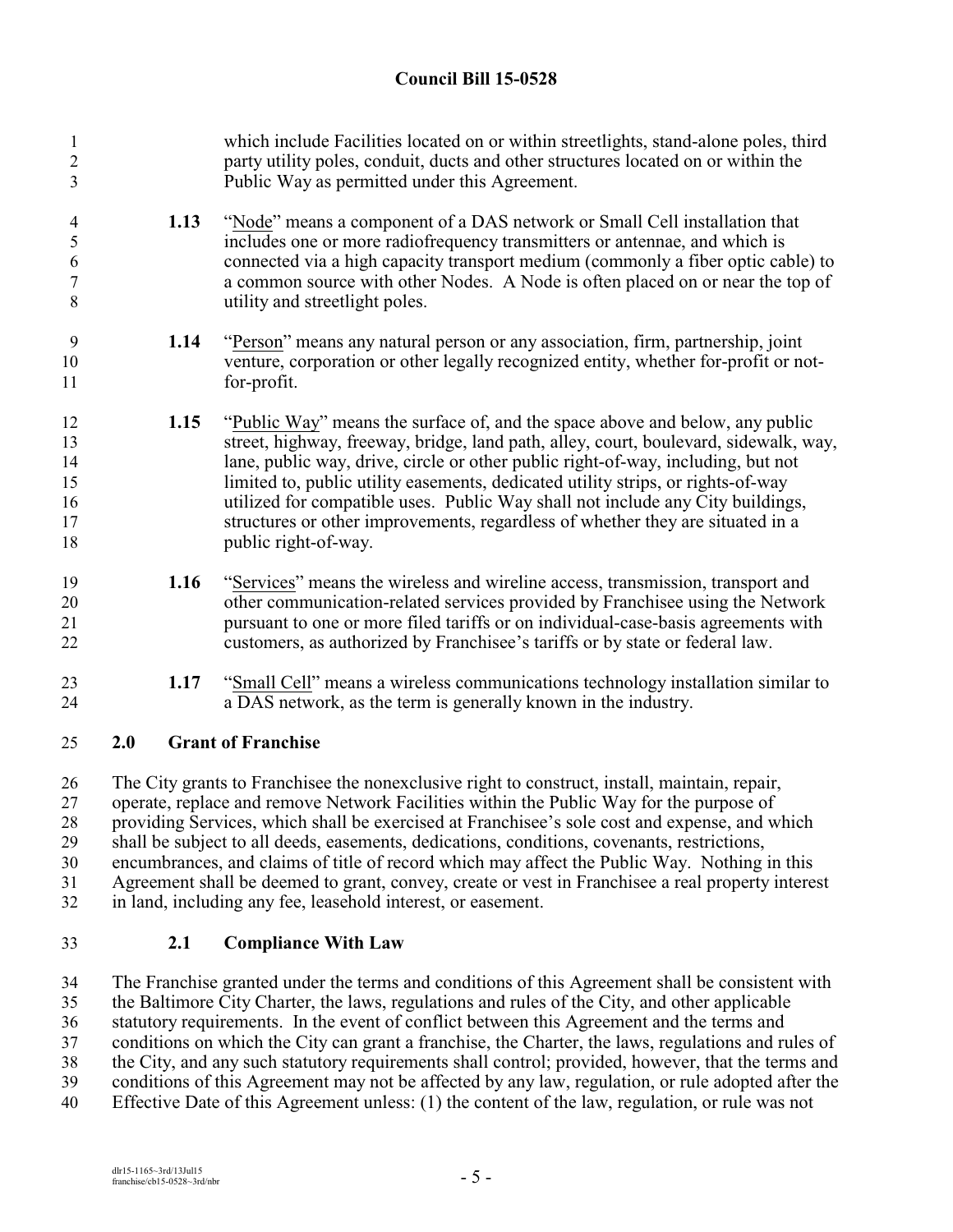which include Facilities located on or within streetlights, stand-alone poles, third party utility poles, conduit, ducts and other structures located on or within the Public Way as permitted under this Agreement.

**1.13** "Node" means a component of a DAS network or Small Cell installation that includes one or more radiofrequency transmitters or antennae, and which is connected via a high capacity transport medium (commonly a fiber optic cable) to a common source with other Nodes. A Node is often placed on or near the top of utility and streetlight poles.

**1.14** "Person" means any natural person or any association, firm, partnership, joint venture, corporation or other legally recognized entity, whether for-profit or not-for-profit.

**1.15** "Public Way" means the surface of, and the space above and below, any public street, highway, freeway, bridge, land path, alley, court, boulevard, sidewalk, way, lane, public way, drive, circle or other public right-of-way, including, but not limited to, public utility easements, dedicated utility strips, or rights-of-way utilized for compatible uses. Public Way shall not include any City buildings, structures or other improvements, regardless of whether they are situated in a public right-of-way.

**1.16** "Services" means the wireless and wireline access, transmission, transport and other communication-related services provided by Franchisee using the Network pursuant to one or more filed tariffs or on individual-case-basis agreements with customers, as authorized by Franchisee's tariffs or by state or federal law.

**1.17** "Small Cell" means a wireless communications technology installation similar to a DAS network, as the term is generally known in the industry.

## 2.0 Grant of Franchise

The City grants to Franchisee the nonexclusive right to construct, install, maintain, repair, operate, replace and remove Network Facilities within the Public Way for the purpose of providing Services, which shall be exercised at Franchisee's sole cost and expense, and which shall be subject to all deeds, easements, dedications, conditions, covenants, restrictions, encumbrances, and claims of title of record which may affect the Public Way. Nothing in this Agreement shall be deemed to grant, convey, create or vest in Franchisee a real property interest in land, including any fee, leasehold interest, or easement.

### 2.1 Compliance With Law

The Franchise granted under the terms and conditions of this Agreement shall be consistent with the Baltimore City Charter, the laws, regulations and rules of the City, and other applicable statutory requirements. In the event of conflict between this Agreement and the terms and conditions on which the City can grant a franchise, the Charter, the laws, regulations and rules of the City, and any such statutory requirements shall control; provided, however, that the terms and conditions of this Agreement may not be affected by any law, regulation, or rule adopted after the Effective Date of this Agreement unless: (1) the content of the law, regulation, or rule was not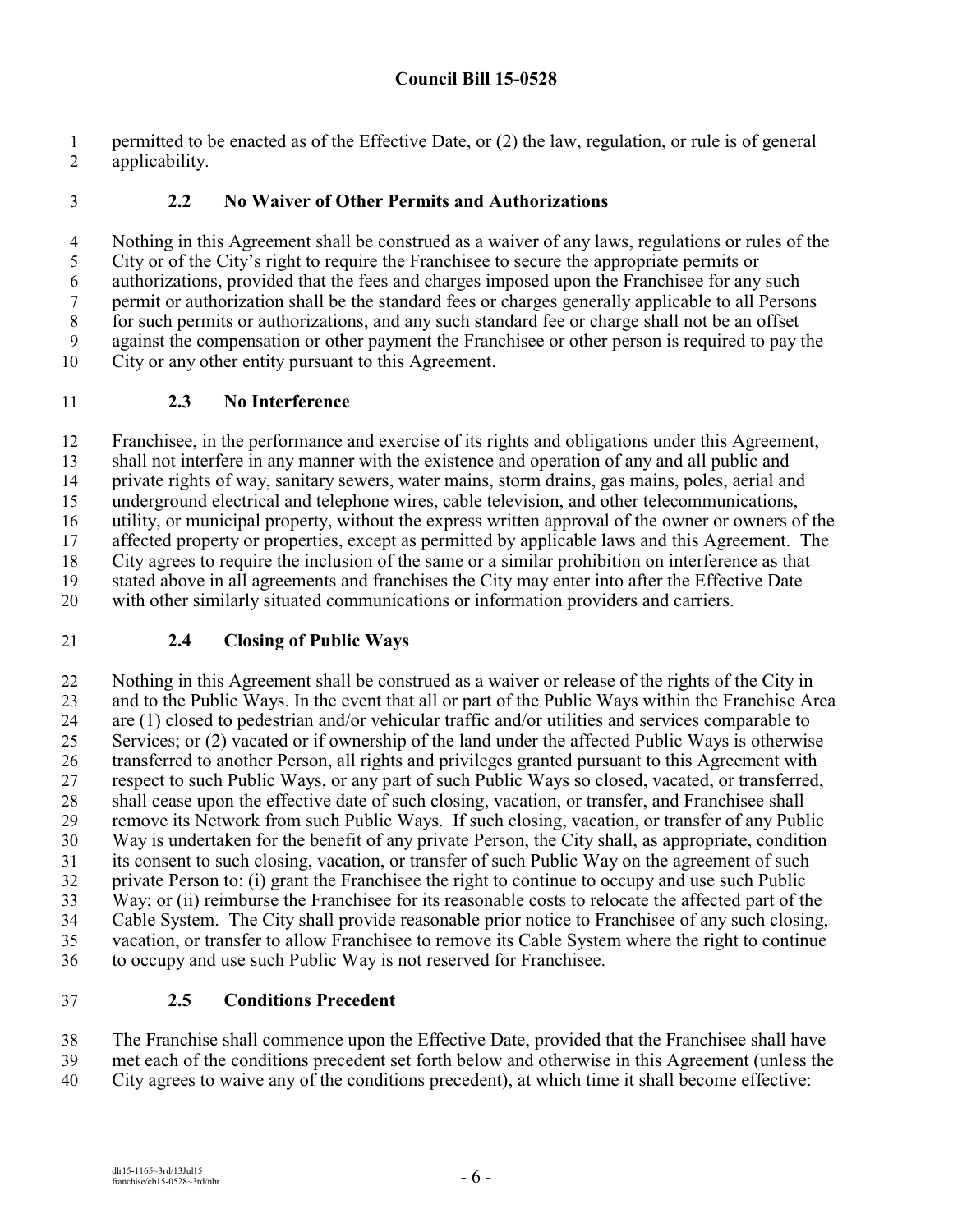permitted to be enacted as of the Effective Date, or (2) the law, regulation, or rule is of general applicability.

### 2.2 No Waiver of Other Permits and Authorizations

Nothing in this Agreement shall be construed as a waiver of any laws, regulations or rules of the City or of the City's right to require the Franchisee to secure the appropriate permits or authorizations, provided that the fees and charges imposed upon the Franchisee for any such permit or authorization shall be the standard fees or charges generally applicable to all Persons for such permits or authorizations, and any such standard fee or charge shall not be an offset against the compensation or other payment the Franchisee or other person is required to pay the City or any other entity pursuant to this Agreement.

### 2.3 No Interference

Franchisee, in the performance and exercise of its rights and obligations under this Agreement, shall not interfere in any manner with the existence and operation of any and all public and private rights of way, sanitary sewers, water mains, storm drains, gas mains, poles, aerial and underground electrical and telephone wires, cable television, and other telecommunications, utility, or municipal property, without the express written approval of the owner or owners of the affected property or properties, except as permitted by applicable laws and this Agreement. The City agrees to require the inclusion of the same or a similar prohibition on interference as that stated above in all agreements and franchises the City may enter into after the Effective Date with other similarly situated communications or information providers and carriers.

### 2.4 Closing of Public Ways

Nothing in this Agreement shall be construed as a waiver or release of the rights of the City in and to the Public Ways. In the event that all or part of the Public Ways within the Franchise Area are (1) closed to pedestrian and/or vehicular traffic and/or utilities and services comparable to Services; or (2) vacated or if ownership of the land under the affected Public Ways is otherwise transferred to another Person, all rights and privileges granted pursuant to this Agreement with respect to such Public Ways, or any part of such Public Ways so closed, vacated, or transferred, shall cease upon the effective date of such closing, vacation, or transfer, and Franchisee shall remove its Network from such Public Ways. If such closing, vacation, or transfer of any Public Way is undertaken for the benefit of any private Person, the City shall, as appropriate, condition its consent to such closing, vacation, or transfer of such Public Way on the agreement of such private Person to: (i) grant the Franchisee the right to continue to occupy and use such Public Way; or (ii) reimburse the Franchisee for its reasonable costs to relocate the affected part of the Cable System. The City shall provide reasonable prior notice to Franchisee of any such closing, vacation, or transfer to allow Franchisee to remove its Cable System where the right to continue to occupy and use such Public Way is not reserved for Franchisee.

### 2.5 Conditions Precedent

The Franchise shall commence upon the Effective Date, provided that the Franchisee shall have met each of the conditions precedent set forth below and otherwise in this Agreement (unless the City agrees to waive any of the conditions precedent), at which time it shall become effective: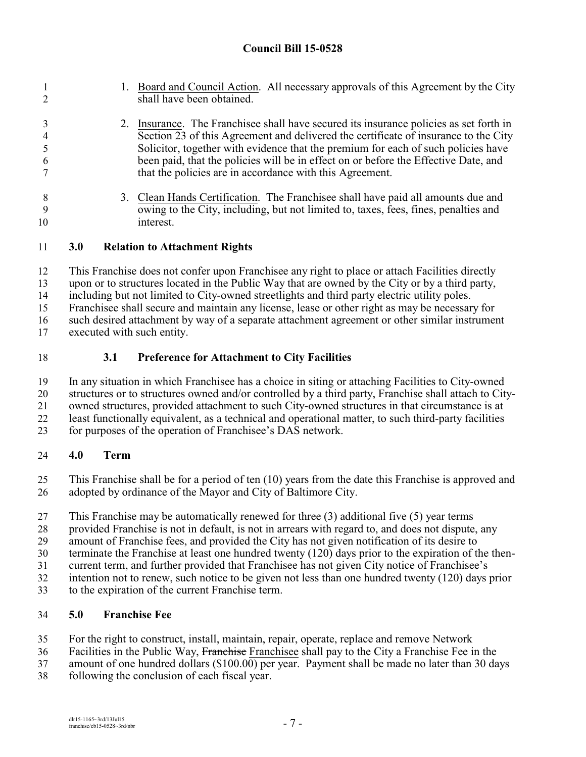1. Board and Council Action. All necessary approvals of this Agreement by the City shall have been obtained.

2. Insurance. The Franchisee shall have secured its insurance policies as set forth in Section 23 of this Agreement and delivered the certificate of insurance to the City Solicitor, together with evidence that the premium for each of such policies have been paid, that the policies will be in effect on or before the Effective Date, and that the policies are in accordance with this Agreement.

3. Clean Hands Certification. The Franchisee shall have paid all amounts due and owing to the City, including, but not limited to, taxes, fees, fines, penalties and interest.

## 3.0 Relation to Attachment Rights

This Franchise does not confer upon Franchisee any right to place or attach Facilities directly upon or to structures located in the Public Way that are owned by the City or by a third party, including but not limited to City-owned streetlights and third party electric utility poles. Franchisee shall secure and maintain any license, lease or other right as may be necessary for such desired attachment by way of a separate attachment agreement or other similar instrument executed with such entity.

### 3.1 Preference for Attachment to City Facilities

In any situation in which Franchisee has a choice in siting or attaching Facilities to City-owned structures or to structures owned and/or controlled by a third party, Franchise shall attach to City-owned structures, provided attachment to such City-owned structures in that circumstance is at least functionally equivalent, as a technical and operational matter, to such third-party facilities for purposes of the operation of Franchisee's DAS network.

## 4.0 Term

This Franchise shall be for a period of ten (10) years from the date this Franchise is approved and adopted by ordinance of the Mayor and City of Baltimore City.

This Franchise may be automatically renewed for three (3) additional five (5) year terms provided Franchise is not in default, is not in arrears with regard to, and does not dispute, any amount of Franchise fees, and provided the City has not given notification of its desire to terminate the Franchise at least one hundred twenty (120) days prior to the expiration of the then-current term, and further provided that Franchisee has not given City notice of Franchisee's intention not to renew, such notice to be given not less than one hundred twenty (120) days prior to the expiration of the current Franchise term.

## 5.0 Franchise Fee

For the right to construct, install, maintain, repair, operate, replace and remove Network Facilities in the Public Way, ~~Franchise~~ Franchisee shall pay to the City a Franchise Fee in the amount of one hundred dollars ($100.00) per year. Payment shall be made no later than 30 days following the conclusion of each fiscal year.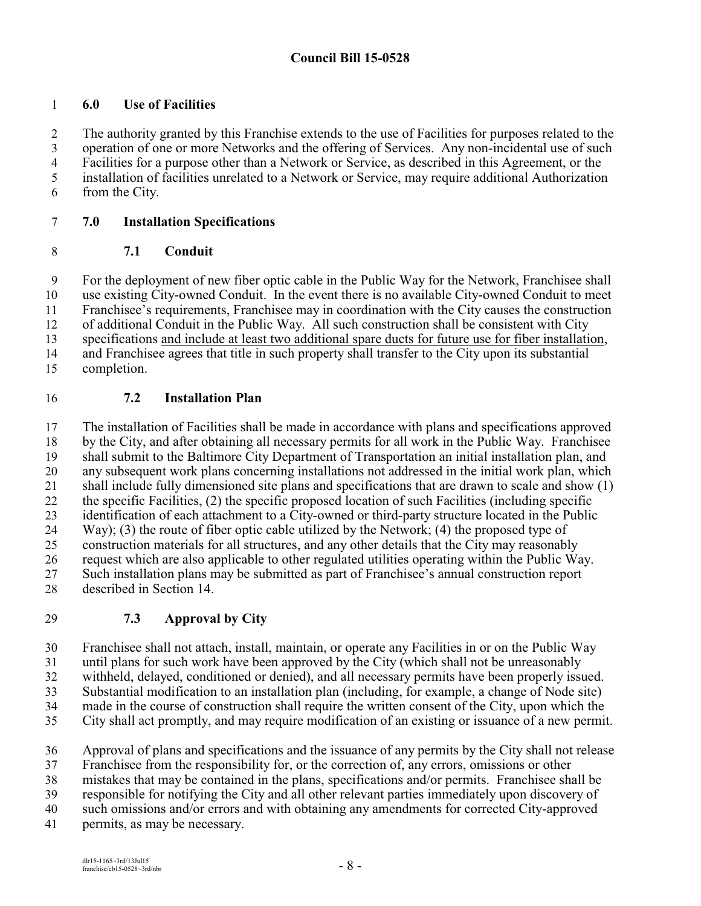## 6.0 Use of Facilities

The authority granted by this Franchise extends to the use of Facilities for purposes related to the operation of one or more Networks and the offering of Services. Any non-incidental use of such Facilities for a purpose other than a Network or Service, as described in this Agreement, or the installation of facilities unrelated to a Network or Service, may require additional Authorization from the City.

## 7.0 Installation Specifications

### 7.1 Conduit

For the deployment of new fiber optic cable in the Public Way for the Network, Franchisee shall use existing City-owned Conduit. In the event there is no available City-owned Conduit to meet Franchisee's requirements, Franchisee may in coordination with the City causes the construction of additional Conduit in the Public Way. All such construction shall be consistent with City specifications <u>and include at least two additional spare ducts for future use for fiber installation</u>, and Franchisee agrees that title in such property shall transfer to the City upon its substantial completion.

### 7.2 Installation Plan

The installation of Facilities shall be made in accordance with plans and specifications approved by the City, and after obtaining all necessary permits for all work in the Public Way. Franchisee shall submit to the Baltimore City Department of Transportation an initial installation plan, and any subsequent work plans concerning installations not addressed in the initial work plan, which shall include fully dimensioned site plans and specifications that are drawn to scale and show (1) the specific Facilities, (2) the specific proposed location of such Facilities (including specific identification of each attachment to a City-owned or third-party structure located in the Public Way); (3) the route of fiber optic cable utilized by the Network; (4) the proposed type of construction materials for all structures, and any other details that the City may reasonably request which are also applicable to other regulated utilities operating within the Public Way. Such installation plans may be submitted as part of Franchisee's annual construction report described in Section 14.

### 7.3 Approval by City

Franchisee shall not attach, install, maintain, or operate any Facilities in or on the Public Way until plans for such work have been approved by the City (which shall not be unreasonably withheld, delayed, conditioned or denied), and all necessary permits have been properly issued. Substantial modification to an installation plan (including, for example, a change of Node site) made in the course of construction shall require the written consent of the City, upon which the City shall act promptly, and may require modification of an existing or issuance of a new permit.

Approval of plans and specifications and the issuance of any permits by the City shall not release Franchisee from the responsibility for, or the correction of, any errors, omissions or other mistakes that may be contained in the plans, specifications and/or permits. Franchisee shall be responsible for notifying the City and all other relevant parties immediately upon discovery of such omissions and/or errors and with obtaining any amendments for corrected City-approved permits, as may be necessary.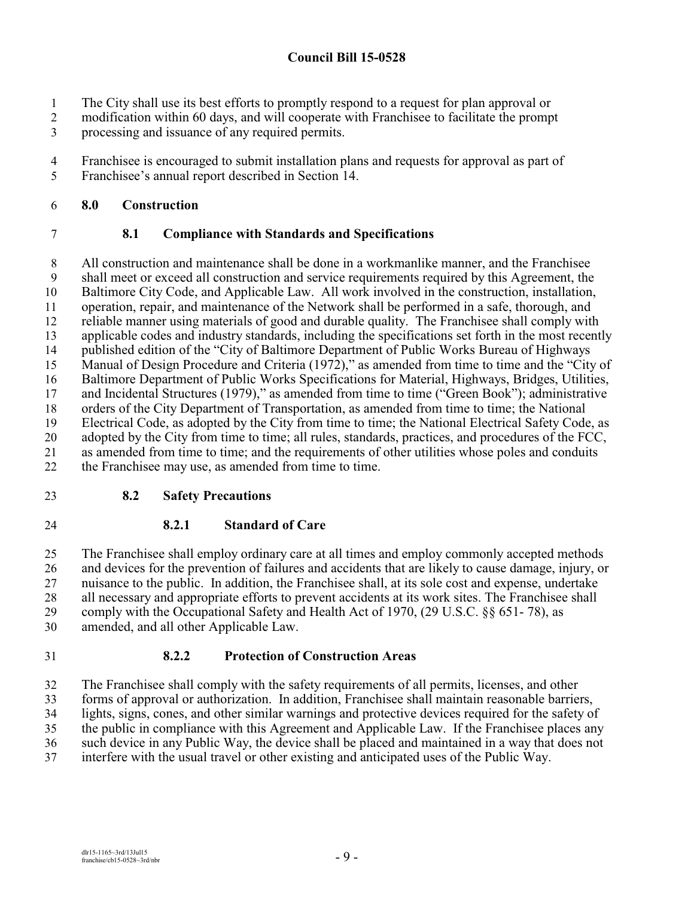The City shall use its best efforts to promptly respond to a request for plan approval or modification within 60 days, and will cooperate with Franchisee to facilitate the prompt processing and issuance of any required permits.

Franchisee is encouraged to submit installation plans and requests for approval as part of Franchisee's annual report described in Section 14.

## 8.0 Construction

### 8.1 Compliance with Standards and Specifications

All construction and maintenance shall be done in a workmanlike manner, and the Franchisee shall meet or exceed all construction and service requirements required by this Agreement, the Baltimore City Code, and Applicable Law. All work involved in the construction, installation, operation, repair, and maintenance of the Network shall be performed in a safe, thorough, and reliable manner using materials of good and durable quality. The Franchisee shall comply with applicable codes and industry standards, including the specifications set forth in the most recently published edition of the "City of Baltimore Department of Public Works Bureau of Highways Manual of Design Procedure and Criteria (1972)," as amended from time to time and the "City of Baltimore Department of Public Works Specifications for Material, Highways, Bridges, Utilities, and Incidental Structures (1979)," as amended from time to time ("Green Book"); administrative orders of the City Department of Transportation, as amended from time to time; the National Electrical Code, as adopted by the City from time to time; the National Electrical Safety Code, as adopted by the City from time to time; all rules, standards, practices, and procedures of the FCC, as amended from time to time; and the requirements of other utilities whose poles and conduits the Franchisee may use, as amended from time to time.

### 8.2 Safety Precautions

#### 8.2.1 Standard of Care

The Franchisee shall employ ordinary care at all times and employ commonly accepted methods and devices for the prevention of failures and accidents that are likely to cause damage, injury, or nuisance to the public. In addition, the Franchisee shall, at its sole cost and expense, undertake all necessary and appropriate efforts to prevent accidents at its work sites. The Franchisee shall comply with the Occupational Safety and Health Act of 1970, (29 U.S.C. §§ 651- 78), as amended, and all other Applicable Law.

#### 8.2.2 Protection of Construction Areas

The Franchisee shall comply with the safety requirements of all permits, licenses, and other forms of approval or authorization. In addition, Franchisee shall maintain reasonable barriers, lights, signs, cones, and other similar warnings and protective devices required for the safety of the public in compliance with this Agreement and Applicable Law. If the Franchisee places any such device in any Public Way, the device shall be placed and maintained in a way that does not interfere with the usual travel or other existing and anticipated uses of the Public Way.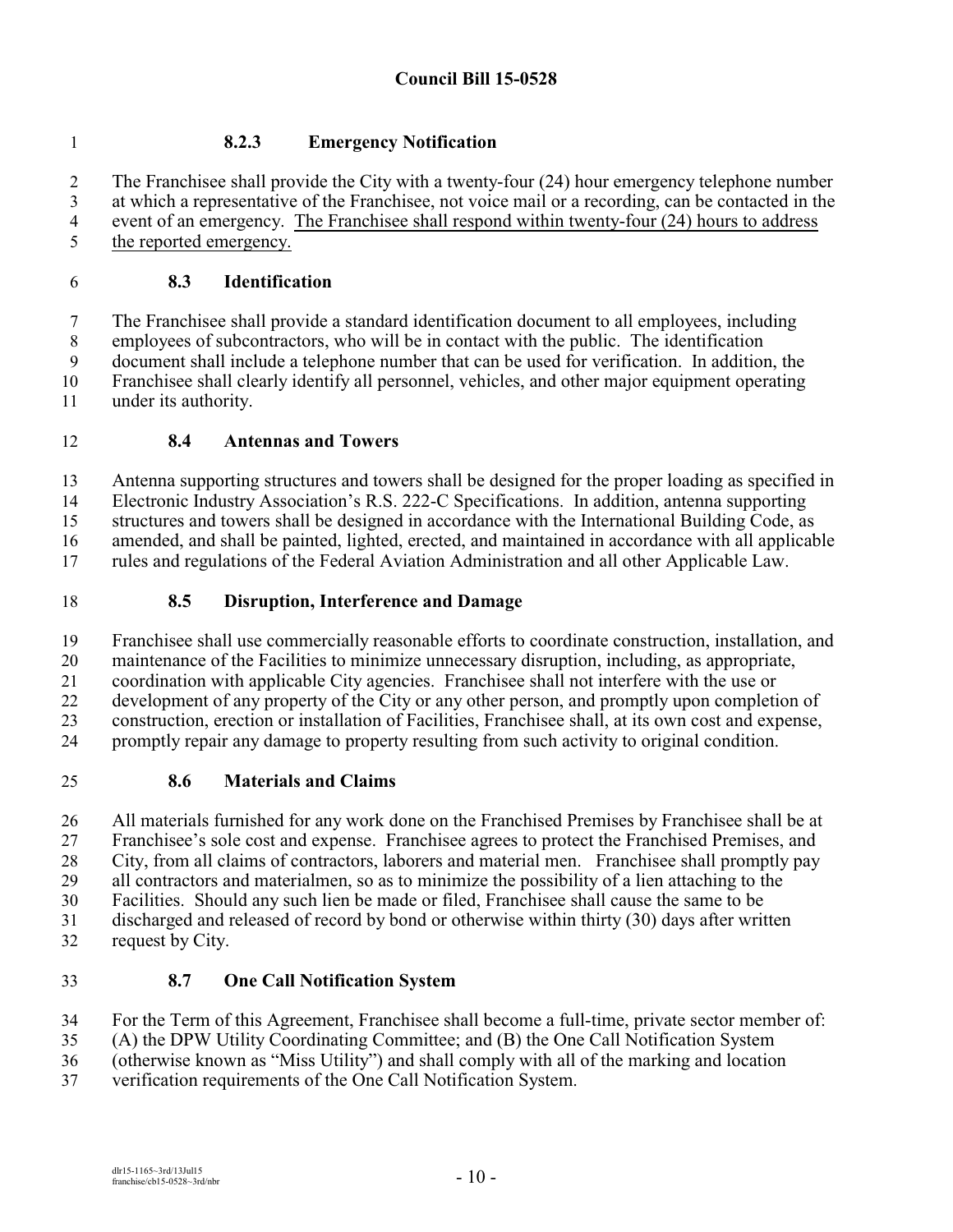#### 8.2.3 Emergency Notification

The Franchisee shall provide the City with a twenty-four (24) hour emergency telephone number at which a representative of the Franchisee, not voice mail or a recording, can be contacted in the event of an emergency. <u>The Franchisee shall respond within twenty-four (24) hours to address the reported emergency.</u>

### 8.3 Identification

The Franchisee shall provide a standard identification document to all employees, including employees of subcontractors, who will be in contact with the public. The identification document shall include a telephone number that can be used for verification. In addition, the Franchisee shall clearly identify all personnel, vehicles, and other major equipment operating under its authority.

### 8.4 Antennas and Towers

Antenna supporting structures and towers shall be designed for the proper loading as specified in Electronic Industry Association's R.S. 222-C Specifications. In addition, antenna supporting structures and towers shall be designed in accordance with the International Building Code, as amended, and shall be painted, lighted, erected, and maintained in accordance with all applicable rules and regulations of the Federal Aviation Administration and all other Applicable Law.

### 8.5 Disruption, Interference and Damage

Franchisee shall use commercially reasonable efforts to coordinate construction, installation, and maintenance of the Facilities to minimize unnecessary disruption, including, as appropriate, coordination with applicable City agencies. Franchisee shall not interfere with the use or development of any property of the City or any other person, and promptly upon completion of construction, erection or installation of Facilities, Franchisee shall, at its own cost and expense, promptly repair any damage to property resulting from such activity to original condition.

### 8.6 Materials and Claims

All materials furnished for any work done on the Franchised Premises by Franchisee shall be at Franchisee's sole cost and expense. Franchisee agrees to protect the Franchised Premises, and City, from all claims of contractors, laborers and material men. Franchisee shall promptly pay all contractors and materialmen, so as to minimize the possibility of a lien attaching to the Facilities. Should any such lien be made or filed, Franchisee shall cause the same to be discharged and released of record by bond or otherwise within thirty (30) days after written request by City.

### 8.7 One Call Notification System

For the Term of this Agreement, Franchisee shall become a full-time, private sector member of: (A) the DPW Utility Coordinating Committee; and (B) the One Call Notification System (otherwise known as "Miss Utility") and shall comply with all of the marking and location verification requirements of the One Call Notification System.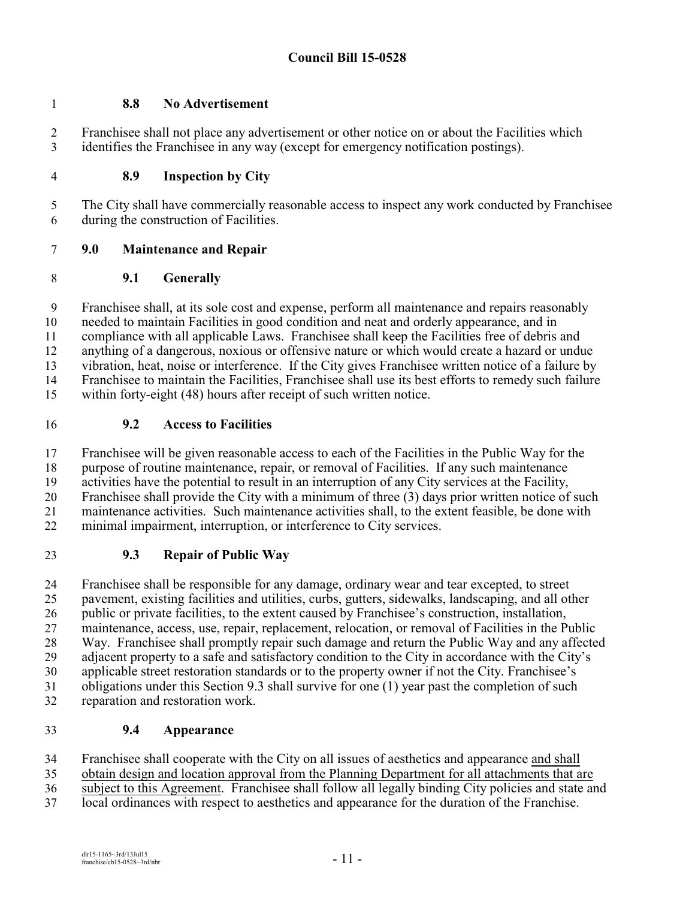#### 8.8 No Advertisement

Franchisee shall not place any advertisement or other notice on or about the Facilities which identifies the Franchisee in any way (except for emergency notification postings).

#### 8.9 Inspection by City

The City shall have commercially reasonable access to inspect any work conducted by Franchisee during the construction of Facilities.

### 9.0 Maintenance and Repair

#### 9.1 Generally

Franchisee shall, at its sole cost and expense, perform all maintenance and repairs reasonably needed to maintain Facilities in good condition and neat and orderly appearance, and in compliance with all applicable Laws. Franchisee shall keep the Facilities free of debris and anything of a dangerous, noxious or offensive nature or which would create a hazard or undue vibration, heat, noise or interference. If the City gives Franchisee written notice of a failure by Franchisee to maintain the Facilities, Franchisee shall use its best efforts to remedy such failure within forty-eight (48) hours after receipt of such written notice.

#### 9.2 Access to Facilities

Franchisee will be given reasonable access to each of the Facilities in the Public Way for the purpose of routine maintenance, repair, or removal of Facilities. If any such maintenance activities have the potential to result in an interruption of any City services at the Facility, Franchisee shall provide the City with a minimum of three (3) days prior written notice of such maintenance activities. Such maintenance activities shall, to the extent feasible, be done with minimal impairment, interruption, or interference to City services.

#### 9.3 Repair of Public Way

Franchisee shall be responsible for any damage, ordinary wear and tear excepted, to street pavement, existing facilities and utilities, curbs, gutters, sidewalks, landscaping, and all other public or private facilities, to the extent caused by Franchisee's construction, installation, maintenance, access, use, repair, replacement, relocation, or removal of Facilities in the Public Way. Franchisee shall promptly repair such damage and return the Public Way and any affected adjacent property to a safe and satisfactory condition to the City in accordance with the City's applicable street restoration standards or to the property owner if not the City. Franchisee's obligations under this Section 9.3 shall survive for one (1) year past the completion of such reparation and restoration work.

#### 9.4 Appearance

Franchisee shall cooperate with the City on all issues of aesthetics and appearance <u>and shall obtain design and location approval from the Planning Department for all attachments that are subject to this Agreement</u>. Franchisee shall follow all legally binding City policies and state and local ordinances with respect to aesthetics and appearance for the duration of the Franchise.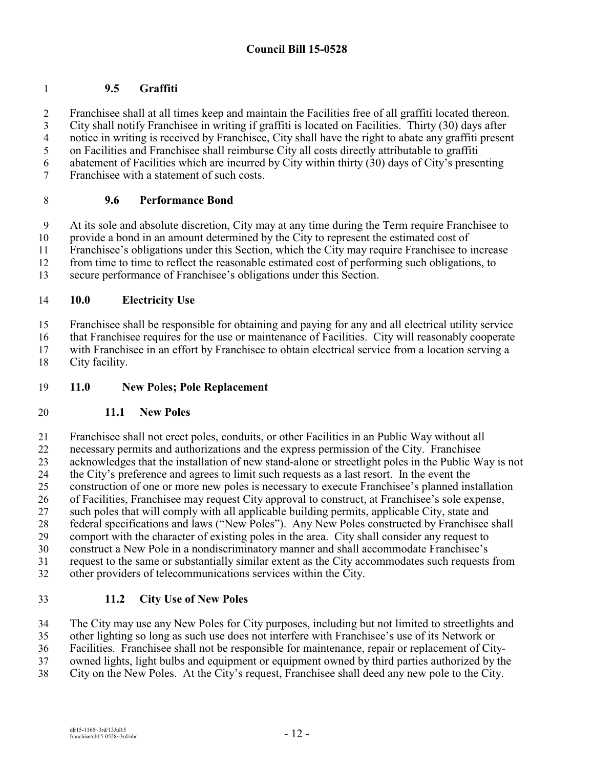### 9.5 Graffiti

Franchisee shall at all times keep and maintain the Facilities free of all graffiti located thereon. City shall notify Franchisee in writing if graffiti is located on Facilities. Thirty (30) days after notice in writing is received by Franchisee, City shall have the right to abate any graffiti present on Facilities and Franchisee shall reimburse City all costs directly attributable to graffiti abatement of Facilities which are incurred by City within thirty (30) days of City's presenting Franchisee with a statement of such costs.

### 9.6 Performance Bond

At its sole and absolute discretion, City may at any time during the Term require Franchisee to provide a bond in an amount determined by the City to represent the estimated cost of Franchisee's obligations under this Section, which the City may require Franchisee to increase from time to time to reflect the reasonable estimated cost of performing such obligations, to secure performance of Franchisee's obligations under this Section.

## 10.0 Electricity Use

Franchisee shall be responsible for obtaining and paying for any and all electrical utility service that Franchisee requires for the use or maintenance of Facilities. City will reasonably cooperate with Franchisee in an effort by Franchisee to obtain electrical service from a location serving a City facility.

## 11.0 New Poles; Pole Replacement

### 11.1 New Poles

Franchisee shall not erect poles, conduits, or other Facilities in an Public Way without all necessary permits and authorizations and the express permission of the City. Franchisee acknowledges that the installation of new stand-alone or streetlight poles in the Public Way is not the City's preference and agrees to limit such requests as a last resort. In the event the construction of one or more new poles is necessary to execute Franchisee's planned installation of Facilities, Franchisee may request City approval to construct, at Franchisee's sole expense, such poles that will comply with all applicable building permits, applicable City, state and federal specifications and laws ("New Poles"). Any New Poles constructed by Franchisee shall comport with the character of existing poles in the area. City shall consider any request to construct a New Pole in a nondiscriminatory manner and shall accommodate Franchisee's request to the same or substantially similar extent as the City accommodates such requests from other providers of telecommunications services within the City.

### 11.2 City Use of New Poles

The City may use any New Poles for City purposes, including but not limited to streetlights and other lighting so long as such use does not interfere with Franchisee's use of its Network or Facilities. Franchisee shall not be responsible for maintenance, repair or replacement of City-owned lights, light bulbs and equipment or equipment owned by third parties authorized by the City on the New Poles. At the City's request, Franchisee shall deed any new pole to the City.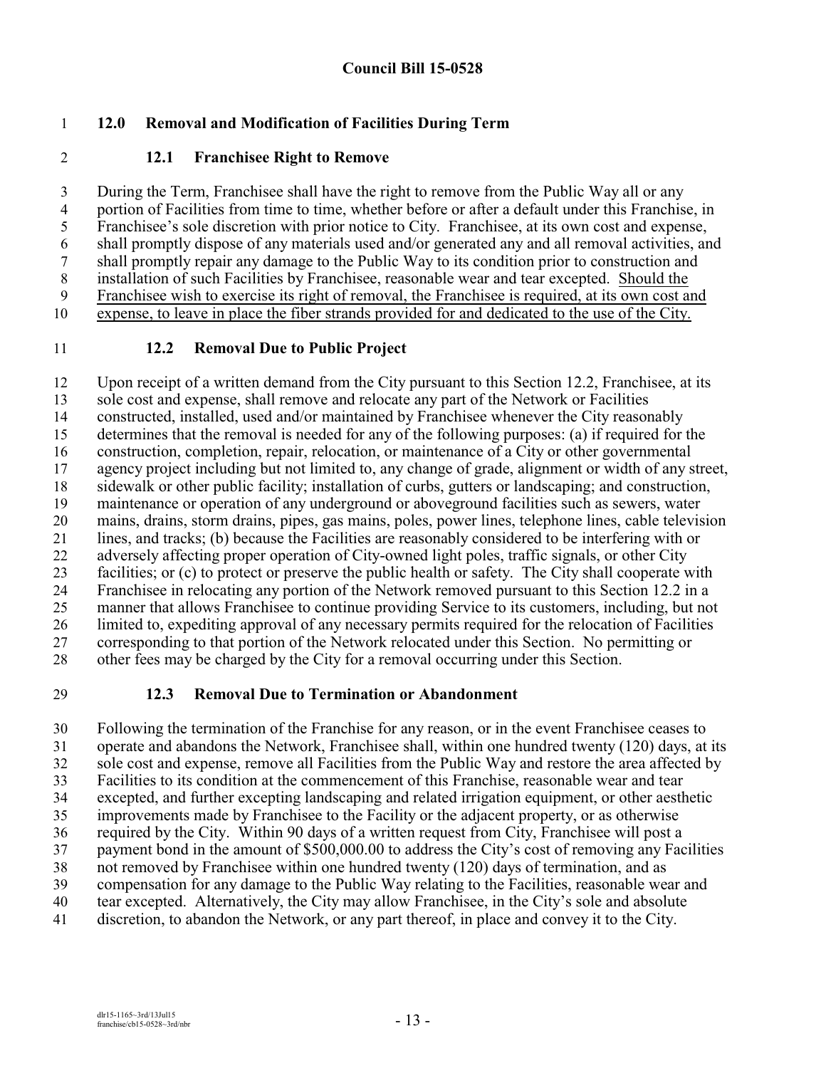## 12.0 Removal and Modification of Facilities During Term

### 12.1 Franchisee Right to Remove

During the Term, Franchisee shall have the right to remove from the Public Way all or any portion of Facilities from time to time, whether before or after a default under this Franchise, in Franchisee's sole discretion with prior notice to City. Franchisee, at its own cost and expense, shall promptly dispose of any materials used and/or generated any and all removal activities, and shall promptly repair any damage to the Public Way to its condition prior to construction and installation of such Facilities by Franchisee, reasonable wear and tear excepted. <u>Should the Franchisee wish to exercise its right of removal, the Franchisee is required, at its own cost and expense, to leave in place the fiber strands provided for and dedicated to the use of the City.</u>

### 12.2 Removal Due to Public Project

Upon receipt of a written demand from the City pursuant to this Section 12.2, Franchisee, at its sole cost and expense, shall remove and relocate any part of the Network or Facilities constructed, installed, used and/or maintained by Franchisee whenever the City reasonably determines that the removal is needed for any of the following purposes: (a) if required for the construction, completion, repair, relocation, or maintenance of a City or other governmental agency project including but not limited to, any change of grade, alignment or width of any street, sidewalk or other public facility; installation of curbs, gutters or landscaping; and construction, maintenance or operation of any underground or aboveground facilities such as sewers, water mains, drains, storm drains, pipes, gas mains, poles, power lines, telephone lines, cable television lines, and tracks; (b) because the Facilities are reasonably considered to be interfering with or adversely affecting proper operation of City-owned light poles, traffic signals, or other City facilities; or (c) to protect or preserve the public health or safety. The City shall cooperate with Franchisee in relocating any portion of the Network removed pursuant to this Section 12.2 in a manner that allows Franchisee to continue providing Service to its customers, including, but not limited to, expediting approval of any necessary permits required for the relocation of Facilities corresponding to that portion of the Network relocated under this Section. No permitting or other fees may be charged by the City for a removal occurring under this Section.

### 12.3 Removal Due to Termination or Abandonment

Following the termination of the Franchise for any reason, or in the event Franchisee ceases to operate and abandons the Network, Franchisee shall, within one hundred twenty (120) days, at its sole cost and expense, remove all Facilities from the Public Way and restore the area affected by Facilities to its condition at the commencement of this Franchise, reasonable wear and tear excepted, and further excepting landscaping and related irrigation equipment, or other aesthetic improvements made by Franchisee to the Facility or the adjacent property, or as otherwise required by the City. Within 90 days of a written request from City, Franchisee will post a payment bond in the amount of $500,000.00 to address the City's cost of removing any Facilities not removed by Franchisee within one hundred twenty (120) days of termination, and as compensation for any damage to the Public Way relating to the Facilities, reasonable wear and tear excepted. Alternatively, the City may allow Franchisee, in the City's sole and absolute discretion, to abandon the Network, or any part thereof, in place and convey it to the City.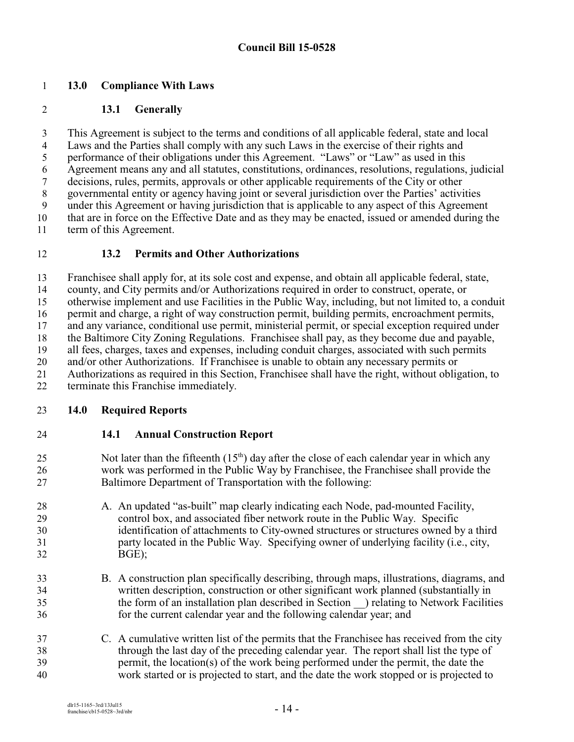## 13.0 Compliance With Laws

### 13.1 Generally

This Agreement is subject to the terms and conditions of all applicable federal, state and local Laws and the Parties shall comply with any such Laws in the exercise of their rights and performance of their obligations under this Agreement. "Laws" or "Law" as used in this Agreement means any and all statutes, constitutions, ordinances, resolutions, regulations, judicial decisions, rules, permits, approvals or other applicable requirements of the City or other governmental entity or agency having joint or several jurisdiction over the Parties' activities under this Agreement or having jurisdiction that is applicable to any aspect of this Agreement that are in force on the Effective Date and as they may be enacted, issued or amended during the term of this Agreement.

### 13.2 Permits and Other Authorizations

Franchisee shall apply for, at its sole cost and expense, and obtain all applicable federal, state, county, and City permits and/or Authorizations required in order to construct, operate, or otherwise implement and use Facilities in the Public Way, including, but not limited to, a conduit permit and charge, a right of way construction permit, building permits, encroachment permits, and any variance, conditional use permit, ministerial permit, or special exception required under the Baltimore City Zoning Regulations. Franchisee shall pay, as they become due and payable, all fees, charges, taxes and expenses, including conduit charges, associated with such permits and/or other Authorizations. If Franchisee is unable to obtain any necessary permits or Authorizations as required in this Section, Franchisee shall have the right, without obligation, to terminate this Franchise immediately.

## 14.0 Required Reports

### 14.1 Annual Construction Report

Not later than the fifteenth (15th) day after the close of each calendar year in which any work was performed in the Public Way by Franchisee, the Franchisee shall provide the Baltimore Department of Transportation with the following:

A. An updated "as-built" map clearly indicating each Node, pad-mounted Facility, control box, and associated fiber network route in the Public Way. Specific identification of attachments to City-owned structures or structures owned by a third party located in the Public Way. Specifying owner of underlying facility (i.e., city, BGE);

B. A construction plan specifically describing, through maps, illustrations, diagrams, and written description, construction or other significant work planned (substantially in the form of an installation plan described in Section __) relating to Network Facilities for the current calendar year and the following calendar year; and

C. A cumulative written list of the permits that the Franchisee has received from the city through the last day of the preceding calendar year. The report shall list the type of permit, the location(s) of the work being performed under the permit, the date the work started or is projected to start, and the date the work stopped or is projected to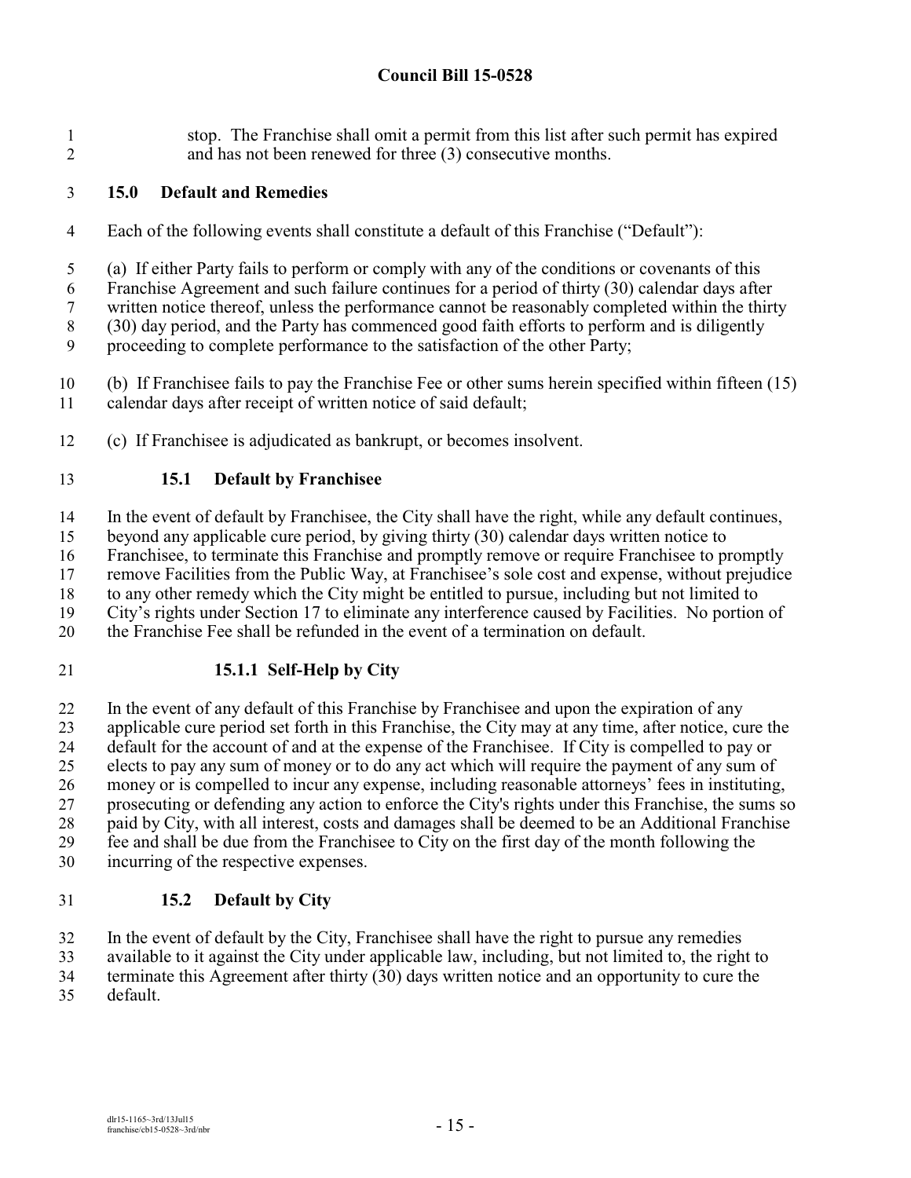stop. The Franchise shall omit a permit from this list after such permit has expired and has not been renewed for three (3) consecutive months.

## 15.0 Default and Remedies

Each of the following events shall constitute a default of this Franchise ("Default"):

(a) If either Party fails to perform or comply with any of the conditions or covenants of this Franchise Agreement and such failure continues for a period of thirty (30) calendar days after written notice thereof, unless the performance cannot be reasonably completed within the thirty (30) day period, and the Party has commenced good faith efforts to perform and is diligently proceeding to complete performance to the satisfaction of the other Party;

(b) If Franchisee fails to pay the Franchise Fee or other sums herein specified within fifteen (15) calendar days after receipt of written notice of said default;

(c) If Franchisee is adjudicated as bankrupt, or becomes insolvent.

### 15.1 Default by Franchisee

In the event of default by Franchisee, the City shall have the right, while any default continues, beyond any applicable cure period, by giving thirty (30) calendar days written notice to Franchisee, to terminate this Franchise and promptly remove or require Franchisee to promptly remove Facilities from the Public Way, at Franchisee's sole cost and expense, without prejudice to any other remedy which the City might be entitled to pursue, including but not limited to City's rights under Section 17 to eliminate any interference caused by Facilities. No portion of the Franchise Fee shall be refunded in the event of a termination on default.

#### 15.1.1 Self-Help by City

In the event of any default of this Franchise by Franchisee and upon the expiration of any applicable cure period set forth in this Franchise, the City may at any time, after notice, cure the default for the account of and at the expense of the Franchisee. If City is compelled to pay or elects to pay any sum of money or to do any act which will require the payment of any sum of money or is compelled to incur any expense, including reasonable attorneys' fees in instituting, prosecuting or defending any action to enforce the City's rights under this Franchise, the sums so paid by City, with all interest, costs and damages shall be deemed to be an Additional Franchise fee and shall be due from the Franchisee to City on the first day of the month following the incurring of the respective expenses.

### 15.2 Default by City

In the event of default by the City, Franchisee shall have the right to pursue any remedies available to it against the City under applicable law, including, but not limited to, the right to terminate this Agreement after thirty (30) days written notice and an opportunity to cure the default.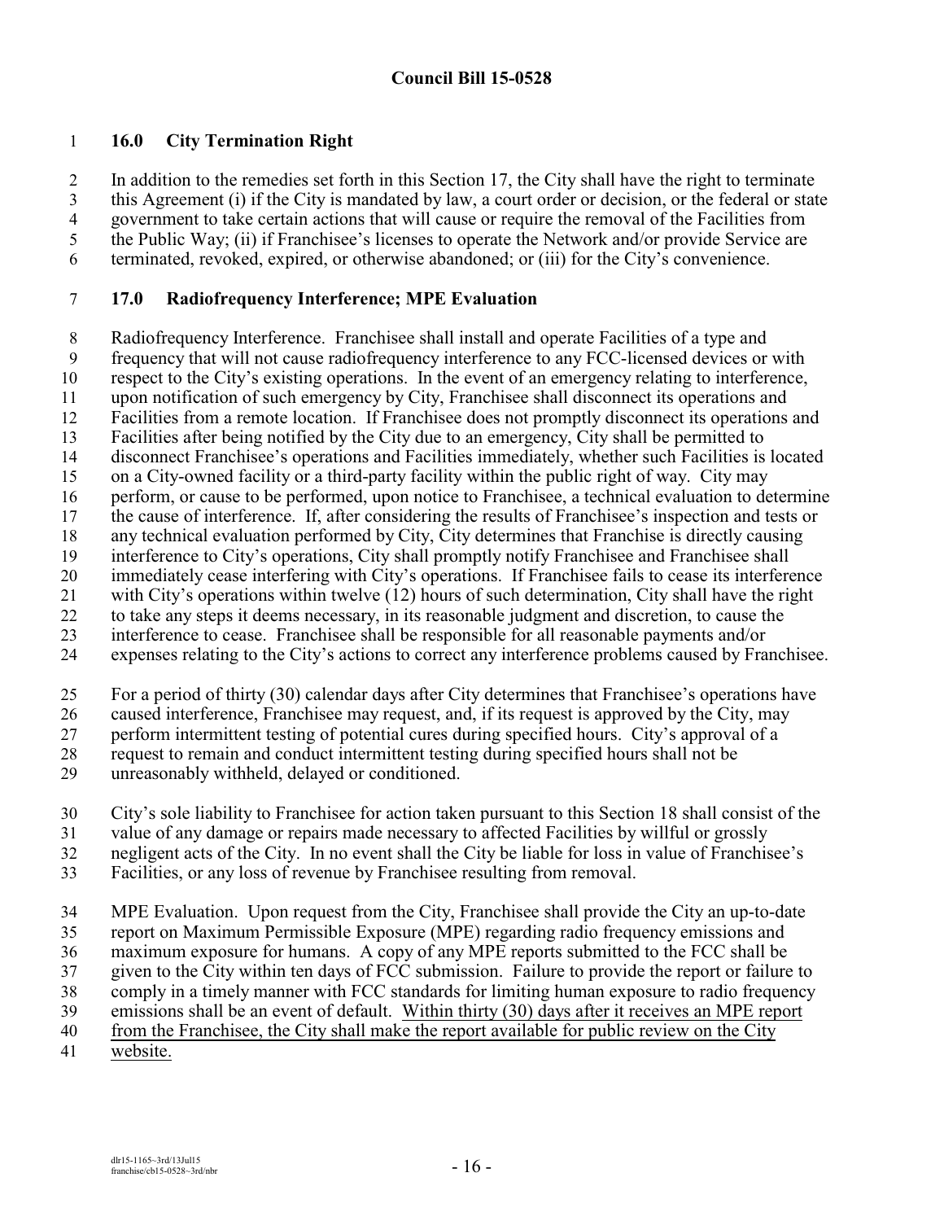## 16.0 City Termination Right

In addition to the remedies set forth in this Section 17, the City shall have the right to terminate this Agreement (i) if the City is mandated by law, a court order or decision, or the federal or state government to take certain actions that will cause or require the removal of the Facilities from the Public Way; (ii) if Franchisee's licenses to operate the Network and/or provide Service are terminated, revoked, expired, or otherwise abandoned; or (iii) for the City's convenience.

## 17.0 Radiofrequency Interference; MPE Evaluation

Radiofrequency Interference. Franchisee shall install and operate Facilities of a type and frequency that will not cause radiofrequency interference to any FCC-licensed devices or with respect to the City's existing operations. In the event of an emergency relating to interference, upon notification of such emergency by City, Franchisee shall disconnect its operations and Facilities from a remote location. If Franchisee does not promptly disconnect its operations and Facilities after being notified by the City due to an emergency, City shall be permitted to disconnect Franchisee's operations and Facilities immediately, whether such Facilities is located on a City-owned facility or a third-party facility within the public right of way. City may perform, or cause to be performed, upon notice to Franchisee, a technical evaluation to determine the cause of interference. If, after considering the results of Franchisee's inspection and tests or any technical evaluation performed by City, City determines that Franchise is directly causing interference to City's operations, City shall promptly notify Franchisee and Franchisee shall immediately cease interfering with City's operations. If Franchisee fails to cease its interference with City's operations within twelve (12) hours of such determination, City shall have the right to take any steps it deems necessary, in its reasonable judgment and discretion, to cause the interference to cease. Franchisee shall be responsible for all reasonable payments and/or expenses relating to the City's actions to correct any interference problems caused by Franchisee.

For a period of thirty (30) calendar days after City determines that Franchisee's operations have caused interference, Franchisee may request, and, if its request is approved by the City, may perform intermittent testing of potential cures during specified hours. City's approval of a request to remain and conduct intermittent testing during specified hours shall not be unreasonably withheld, delayed or conditioned.

City's sole liability to Franchisee for action taken pursuant to this Section 18 shall consist of the value of any damage or repairs made necessary to affected Facilities by willful or grossly negligent acts of the City. In no event shall the City be liable for loss in value of Franchisee's Facilities, or any loss of revenue by Franchisee resulting from removal.

MPE Evaluation. Upon request from the City, Franchisee shall provide the City an up-to-date report on Maximum Permissible Exposure (MPE) regarding radio frequency emissions and maximum exposure for humans. A copy of any MPE reports submitted to the FCC shall be given to the City within ten days of FCC submission. Failure to provide the report or failure to comply in a timely manner with FCC standards for limiting human exposure to radio frequency emissions shall be an event of default. <u>Within thirty (30) days after it receives an MPE report from the Franchisee, the City shall make the report available for public review on the City website.</u>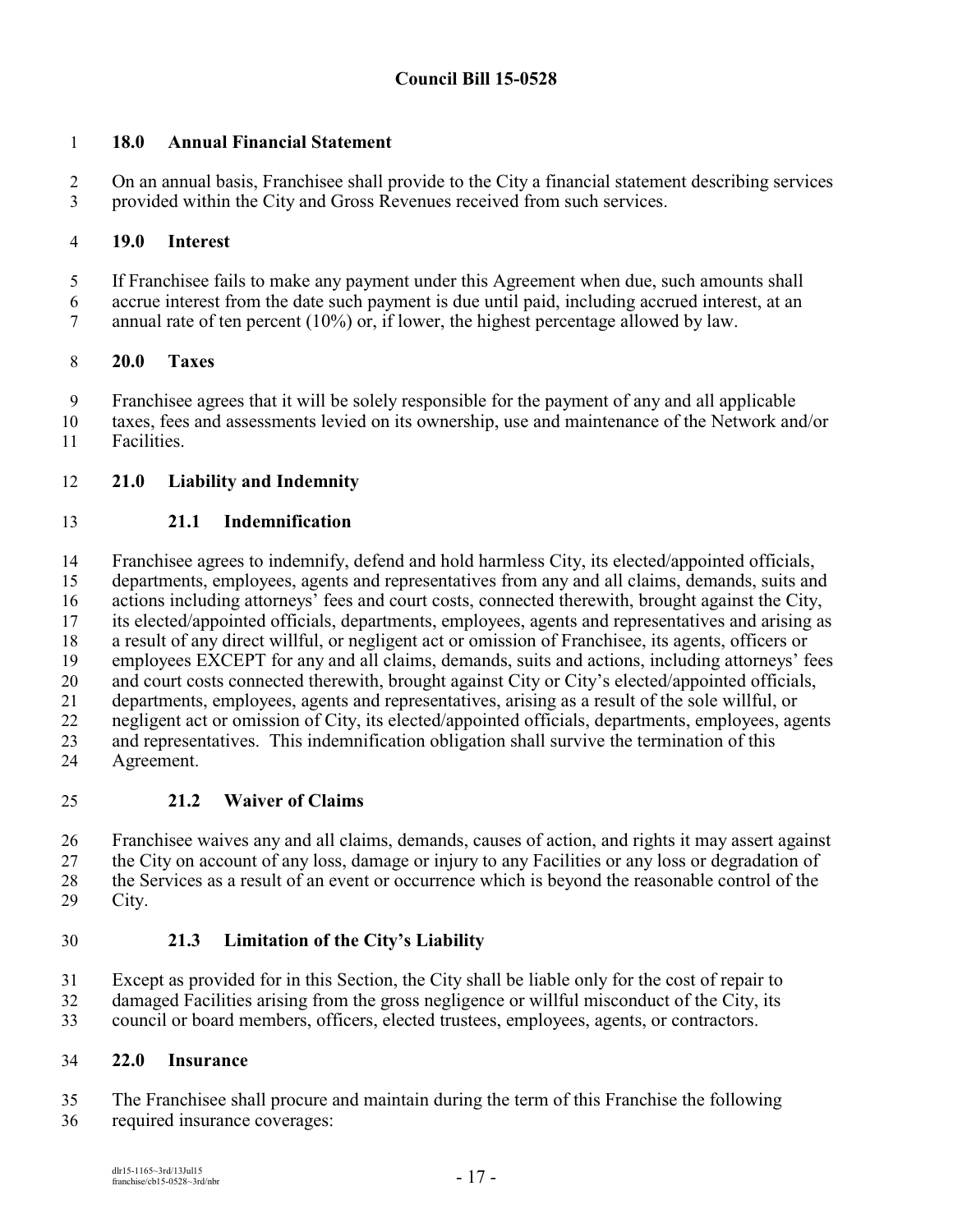## 18.0 Annual Financial Statement

On an annual basis, Franchisee shall provide to the City a financial statement describing services provided within the City and Gross Revenues received from such services.

## 19.0 Interest

If Franchisee fails to make any payment under this Agreement when due, such amounts shall accrue interest from the date such payment is due until paid, including accrued interest, at an annual rate of ten percent (10%) or, if lower, the highest percentage allowed by law.

## 20.0 Taxes

Franchisee agrees that it will be solely responsible for the payment of any and all applicable taxes, fees and assessments levied on its ownership, use and maintenance of the Network and/or Facilities.

## 21.0 Liability and Indemnity

### 21.1 Indemnification

Franchisee agrees to indemnify, defend and hold harmless City, its elected/appointed officials, departments, employees, agents and representatives from any and all claims, demands, suits and actions including attorneys' fees and court costs, connected therewith, brought against the City, its elected/appointed officials, departments, employees, agents and representatives and arising as a result of any direct willful, or negligent act or omission of Franchisee, its agents, officers or employees EXCEPT for any and all claims, demands, suits and actions, including attorneys' fees and court costs connected therewith, brought against City or City's elected/appointed officials, departments, employees, agents and representatives, arising as a result of the sole willful, or negligent act or omission of City, its elected/appointed officials, departments, employees, agents and representatives. This indemnification obligation shall survive the termination of this Agreement.

### 21.2 Waiver of Claims

Franchisee waives any and all claims, demands, causes of action, and rights it may assert against the City on account of any loss, damage or injury to any Facilities or any loss or degradation of the Services as a result of an event or occurrence which is beyond the reasonable control of the City.

### 21.3 Limitation of the City's Liability

Except as provided for in this Section, the City shall be liable only for the cost of repair to damaged Facilities arising from the gross negligence or willful misconduct of the City, its council or board members, officers, elected trustees, employees, agents, or contractors.

## 22.0 Insurance

The Franchisee shall procure and maintain during the term of this Franchise the following required insurance coverages: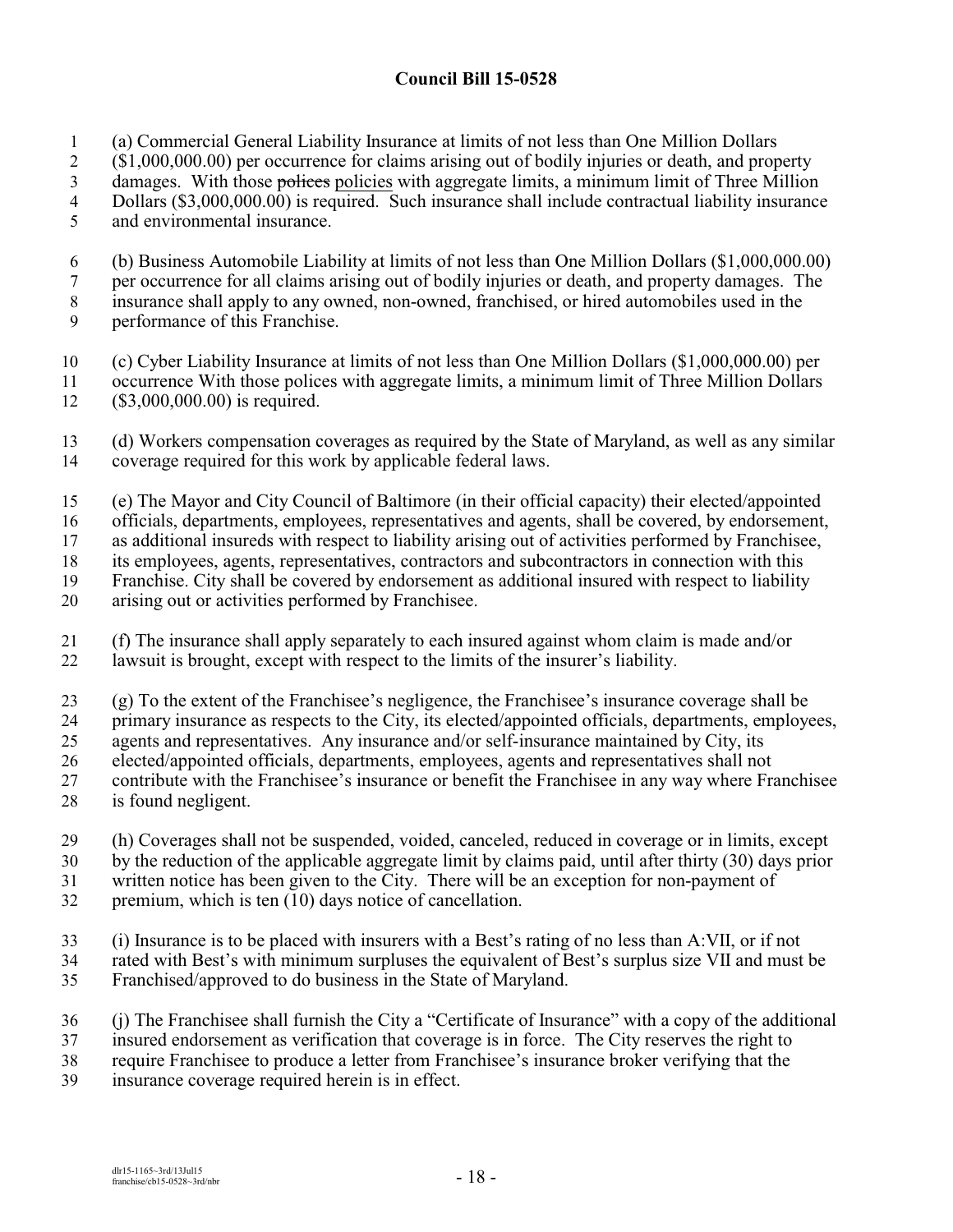**Council Bill 15-0528**

(a) Commercial General Liability Insurance at limits of not less than One Million Dollars ($1,000,000.00) per occurrence for claims arising out of bodily injuries or death, and property damages. With those ~~polices~~ policies with aggregate limits, a minimum limit of Three Million Dollars ($3,000,000.00) is required. Such insurance shall include contractual liability insurance and environmental insurance.

(b) Business Automobile Liability at limits of not less than One Million Dollars ($1,000,000.00) per occurrence for all claims arising out of bodily injuries or death, and property damages. The insurance shall apply to any owned, non-owned, franchised, or hired automobiles used in the performance of this Franchise.

(c) Cyber Liability Insurance at limits of not less than One Million Dollars ($1,000,000.00) per occurrence With those polices with aggregate limits, a minimum limit of Three Million Dollars ($3,000,000.00) is required.

(d) Workers compensation coverages as required by the State of Maryland, as well as any similar coverage required for this work by applicable federal laws.

(e) The Mayor and City Council of Baltimore (in their official capacity) their elected/appointed officials, departments, employees, representatives and agents, shall be covered, by endorsement, as additional insureds with respect to liability arising out of activities performed by Franchisee, its employees, agents, representatives, contractors and subcontractors in connection with this Franchise. City shall be covered by endorsement as additional insured with respect to liability arising out or activities performed by Franchisee.

(f) The insurance shall apply separately to each insured against whom claim is made and/or lawsuit is brought, except with respect to the limits of the insurer's liability.

(g) To the extent of the Franchisee's negligence, the Franchisee's insurance coverage shall be primary insurance as respects to the City, its elected/appointed officials, departments, employees, agents and representatives. Any insurance and/or self-insurance maintained by City, its elected/appointed officials, departments, employees, agents and representatives shall not contribute with the Franchisee's insurance or benefit the Franchisee in any way where Franchisee is found negligent.

(h) Coverages shall not be suspended, voided, canceled, reduced in coverage or in limits, except by the reduction of the applicable aggregate limit by claims paid, until after thirty (30) days prior written notice has been given to the City. There will be an exception for non-payment of premium, which is ten (10) days notice of cancellation.

(i) Insurance is to be placed with insurers with a Best's rating of no less than A:VII, or if not rated with Best's with minimum surpluses the equivalent of Best's surplus size VII and must be Franchised/approved to do business in the State of Maryland.

(j) The Franchisee shall furnish the City a "Certificate of Insurance" with a copy of the additional insured endorsement as verification that coverage is in force. The City reserves the right to require Franchisee to produce a letter from Franchisee's insurance broker verifying that the insurance coverage required herein is in effect.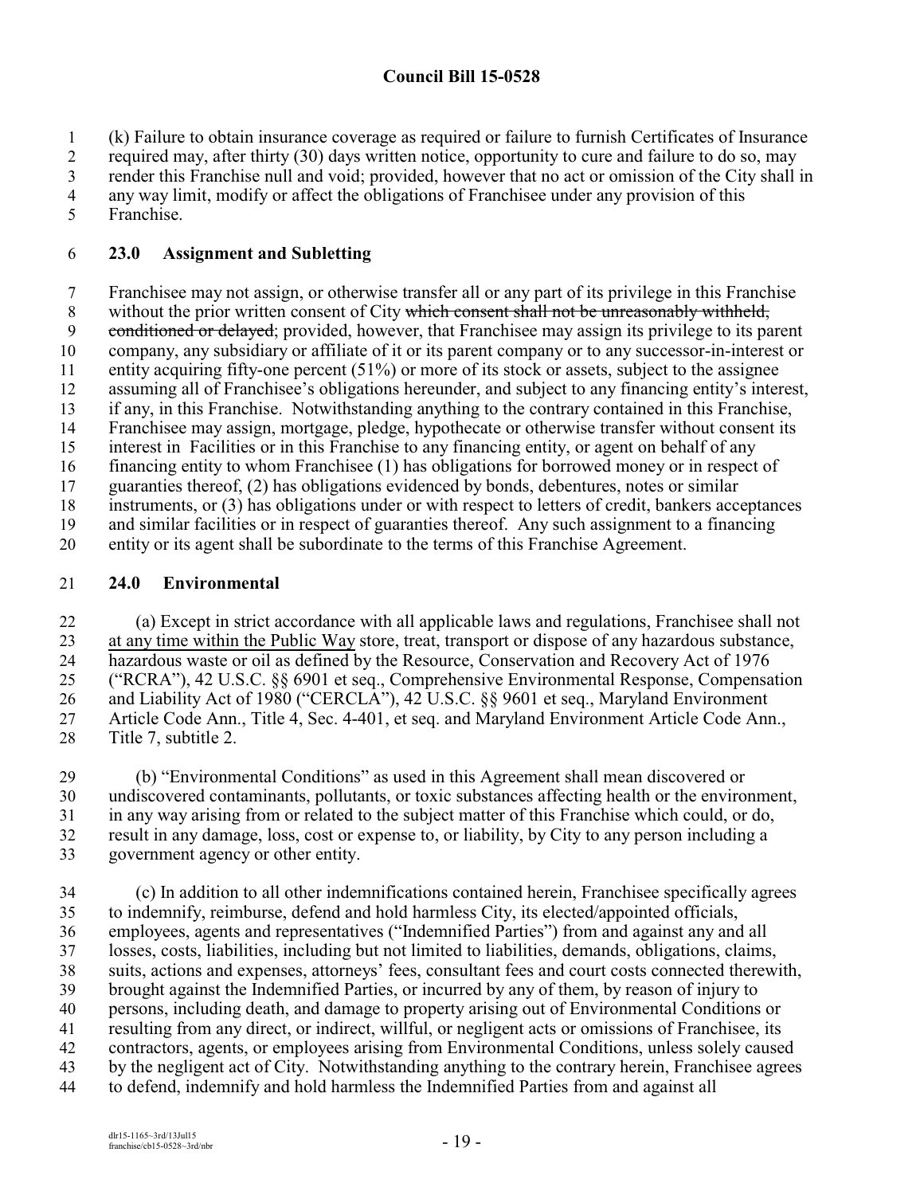(k) Failure to obtain insurance coverage as required or failure to furnish Certificates of Insurance required may, after thirty (30) days written notice, opportunity to cure and failure to do so, may render this Franchise null and void; provided, however that no act or omission of the City shall in any way limit, modify or affect the obligations of Franchisee under any provision of this Franchise.

## 23.0 Assignment and Subletting

Franchisee may not assign, or otherwise transfer all or any part of its privilege in this Franchise without the prior written consent of City ~~which consent shall not be unreasonably withheld, conditioned or delayed~~; provided, however, that Franchisee may assign its privilege to its parent company, any subsidiary or affiliate of it or its parent company or to any successor-in-interest or entity acquiring fifty-one percent (51%) or more of its stock or assets, subject to the assignee assuming all of Franchisee's obligations hereunder, and subject to any financing entity's interest, if any, in this Franchise. Notwithstanding anything to the contrary contained in this Franchise, Franchisee may assign, mortgage, pledge, hypothecate or otherwise transfer without consent its interest in Facilities or in this Franchise to any financing entity, or agent on behalf of any financing entity to whom Franchisee (1) has obligations for borrowed money or in respect of guaranties thereof, (2) has obligations evidenced by bonds, debentures, notes or similar instruments, or (3) has obligations under or with respect to letters of credit, bankers acceptances and similar facilities or in respect of guaranties thereof. Any such assignment to a financing entity or its agent shall be subordinate to the terms of this Franchise Agreement.

## 24.0 Environmental

(a) Except in strict accordance with all applicable laws and regulations, Franchisee shall not <u>at any time within the Public Way</u> store, treat, transport or dispose of any hazardous substance, hazardous waste or oil as defined by the Resource, Conservation and Recovery Act of 1976 ("RCRA"), 42 U.S.C. §§ 6901 et seq., Comprehensive Environmental Response, Compensation and Liability Act of 1980 ("CERCLA"), 42 U.S.C. §§ 9601 et seq., Maryland Environment Article Code Ann., Title 4, Sec. 4-401, et seq. and Maryland Environment Article Code Ann., Title 7, subtitle 2.

(b) "Environmental Conditions" as used in this Agreement shall mean discovered or undiscovered contaminants, pollutants, or toxic substances affecting health or the environment, in any way arising from or related to the subject matter of this Franchise which could, or do, result in any damage, loss, cost or expense to, or liability, by City to any person including a government agency or other entity.

(c) In addition to all other indemnifications contained herein, Franchisee specifically agrees to indemnify, reimburse, defend and hold harmless City, its elected/appointed officials, employees, agents and representatives ("Indemnified Parties") from and against any and all losses, costs, liabilities, including but not limited to liabilities, demands, obligations, claims, suits, actions and expenses, attorneys' fees, consultant fees and court costs connected therewith, brought against the Indemnified Parties, or incurred by any of them, by reason of injury to persons, including death, and damage to property arising out of Environmental Conditions or resulting from any direct, or indirect, willful, or negligent acts or omissions of Franchisee, its contractors, agents, or employees arising from Environmental Conditions, unless solely caused by the negligent act of City. Notwithstanding anything to the contrary herein, Franchisee agrees to defend, indemnify and hold harmless the Indemnified Parties from and against all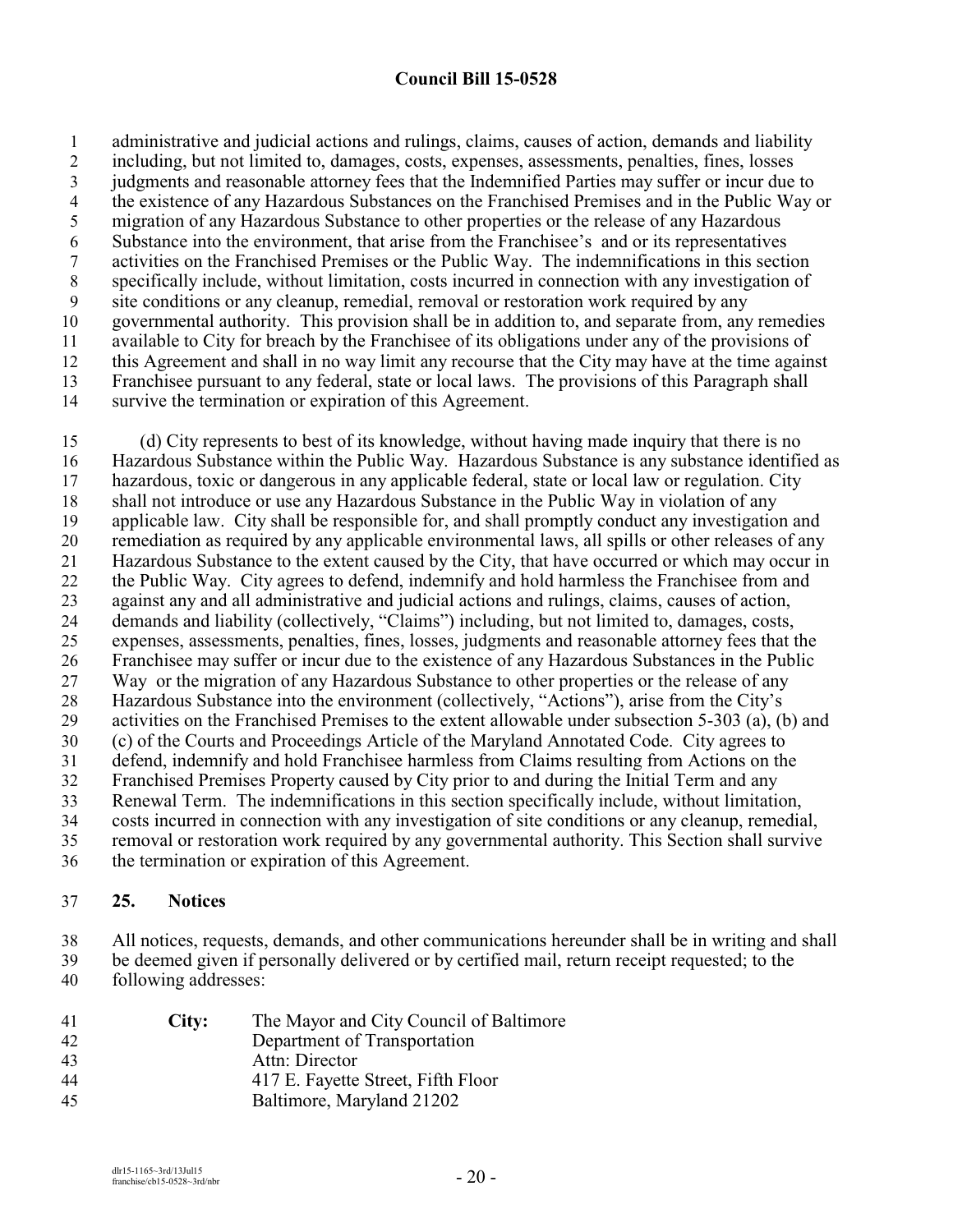administrative and judicial actions and rulings, claims, causes of action, demands and liability including, but not limited to, damages, costs, expenses, assessments, penalties, fines, losses judgments and reasonable attorney fees that the Indemnified Parties may suffer or incur due to the existence of any Hazardous Substances on the Franchised Premises and in the Public Way or migration of any Hazardous Substance to other properties or the release of any Hazardous Substance into the environment, that arise from the Franchisee's and or its representatives activities on the Franchised Premises or the Public Way. The indemnifications in this section specifically include, without limitation, costs incurred in connection with any investigation of site conditions or any cleanup, remedial, removal or restoration work required by any governmental authority. This provision shall be in addition to, and separate from, any remedies available to City for breach by the Franchisee of its obligations under any of the provisions of this Agreement and shall in no way limit any recourse that the City may have at the time against Franchisee pursuant to any federal, state or local laws. The provisions of this Paragraph shall survive the termination or expiration of this Agreement.

(d) City represents to best of its knowledge, without having made inquiry that there is no Hazardous Substance within the Public Way. Hazardous Substance is any substance identified as hazardous, toxic or dangerous in any applicable federal, state or local law or regulation. City shall not introduce or use any Hazardous Substance in the Public Way in violation of any applicable law. City shall be responsible for, and shall promptly conduct any investigation and remediation as required by any applicable environmental laws, all spills or other releases of any Hazardous Substance to the extent caused by the City, that have occurred or which may occur in the Public Way. City agrees to defend, indemnify and hold harmless the Franchisee from and against any and all administrative and judicial actions and rulings, claims, causes of action, demands and liability (collectively, "Claims") including, but not limited to, damages, costs, expenses, assessments, penalties, fines, losses, judgments and reasonable attorney fees that the Franchisee may suffer or incur due to the existence of any Hazardous Substances in the Public Way or the migration of any Hazardous Substance to other properties or the release of any Hazardous Substance into the environment (collectively, "Actions"), arise from the City's activities on the Franchised Premises to the extent allowable under subsection 5-303 (a), (b) and (c) of the Courts and Proceedings Article of the Maryland Annotated Code. City agrees to defend, indemnify and hold Franchisee harmless from Claims resulting from Actions on the Franchised Premises Property caused by City prior to and during the Initial Term and any Renewal Term. The indemnifications in this section specifically include, without limitation, costs incurred in connection with any investigation of site conditions or any cleanup, remedial, removal or restoration work required by any governmental authority. This Section shall survive the termination or expiration of this Agreement.

## 25. Notices

All notices, requests, demands, and other communications hereunder shall be in writing and shall be deemed given if personally delivered or by certified mail, return receipt requested; to the following addresses:

**City:** The Mayor and City Council of Baltimore
Department of Transportation
Attn: Director
417 E. Fayette Street, Fifth Floor
Baltimore, Maryland 21202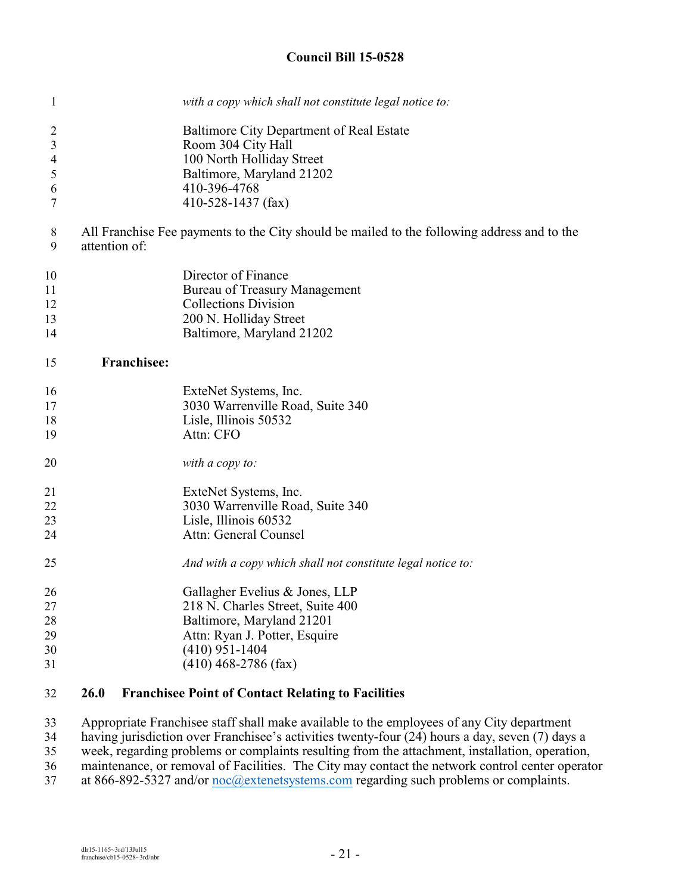*with a copy which shall not constitute legal notice to:*

Baltimore City Department of Real Estate
Room 304 City Hall
100 North Holliday Street
Baltimore, Maryland 21202
410-396-4768
410-528-1437 (fax)

All Franchise Fee payments to the City should be mailed to the following address and to the attention of:

Director of Finance
Bureau of Treasury Management
Collections Division
200 N. Holliday Street
Baltimore, Maryland 21202

**Franchisee:**

ExteNet Systems, Inc.
3030 Warrenville Road, Suite 340
Lisle, Illinois 50532
Attn: CFO

*with a copy to:*

ExteNet Systems, Inc.
3030 Warrenville Road, Suite 340
Lisle, Illinois 60532
Attn: General Counsel

*And with a copy which shall not constitute legal notice to:*

Gallagher Evelius & Jones, LLP
218 N. Charles Street, Suite 400
Baltimore, Maryland 21201
Attn: Ryan J. Potter, Esquire
(410) 951-1404
(410) 468-2786 (fax)

## 26.0 Franchisee Point of Contact Relating to Facilities

Appropriate Franchisee staff shall make available to the employees of any City department having jurisdiction over Franchisee's activities twenty-four (24) hours a day, seven (7) days a week, regarding problems or complaints resulting from the attachment, installation, operation, maintenance, or removal of Facilities. The City may contact the network control center operator at 866-892-5327 and/or noc@extenetsystems.com regarding such problems or complaints.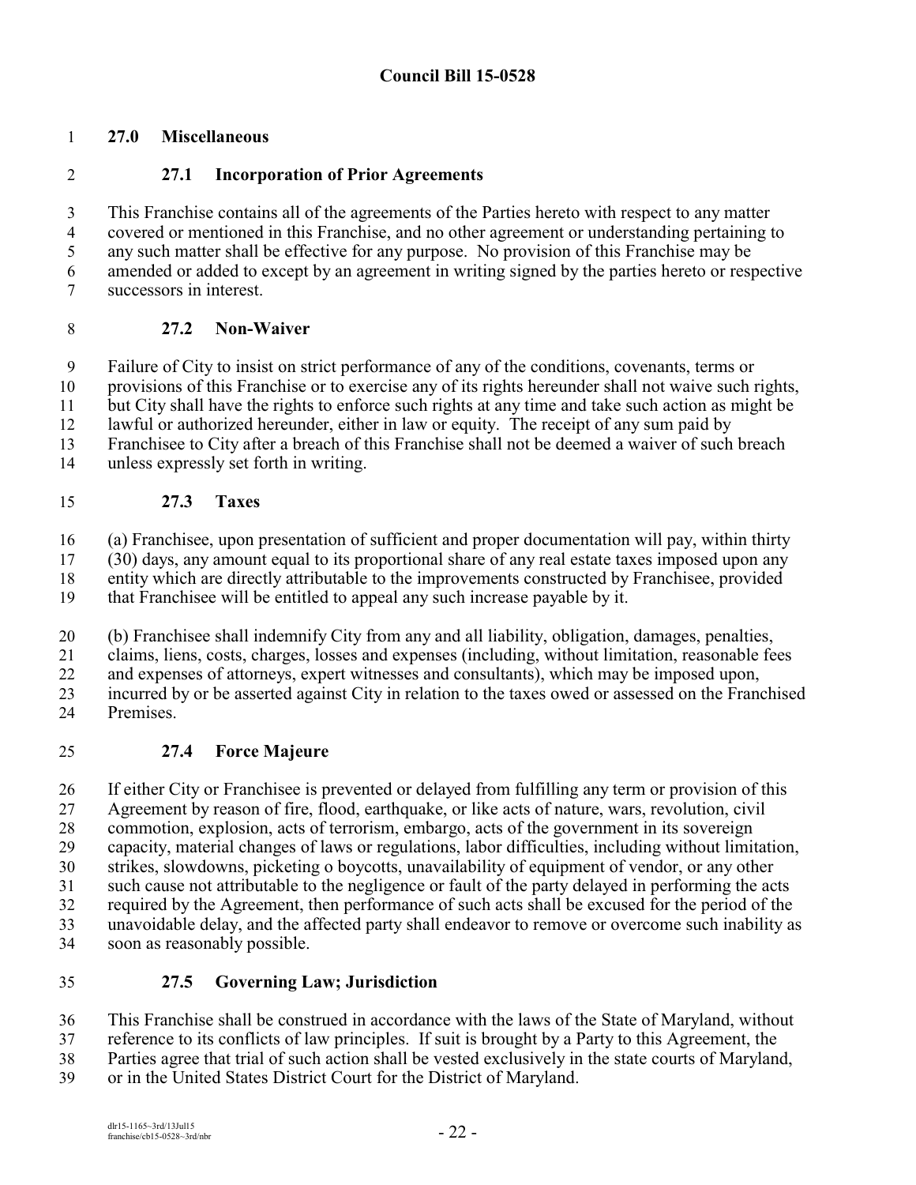## 27.0 Miscellaneous

### 27.1 Incorporation of Prior Agreements

This Franchise contains all of the agreements of the Parties hereto with respect to any matter covered or mentioned in this Franchise, and no other agreement or understanding pertaining to any such matter shall be effective for any purpose. No provision of this Franchise may be amended or added to except by an agreement in writing signed by the parties hereto or respective successors in interest.

### 27.2 Non-Waiver

Failure of City to insist on strict performance of any of the conditions, covenants, terms or provisions of this Franchise or to exercise any of its rights hereunder shall not waive such rights, but City shall have the rights to enforce such rights at any time and take such action as might be lawful or authorized hereunder, either in law or equity. The receipt of any sum paid by Franchisee to City after a breach of this Franchise shall not be deemed a waiver of such breach unless expressly set forth in writing.

### 27.3 Taxes

(a) Franchisee, upon presentation of sufficient and proper documentation will pay, within thirty (30) days, any amount equal to its proportional share of any real estate taxes imposed upon any entity which are directly attributable to the improvements constructed by Franchisee, provided that Franchisee will be entitled to appeal any such increase payable by it.

(b) Franchisee shall indemnify City from any and all liability, obligation, damages, penalties, claims, liens, costs, charges, losses and expenses (including, without limitation, reasonable fees and expenses of attorneys, expert witnesses and consultants), which may be imposed upon, incurred by or be asserted against City in relation to the taxes owed or assessed on the Franchised Premises.

### 27.4 Force Majeure

If either City or Franchisee is prevented or delayed from fulfilling any term or provision of this Agreement by reason of fire, flood, earthquake, or like acts of nature, wars, revolution, civil commotion, explosion, acts of terrorism, embargo, acts of the government in its sovereign capacity, material changes of laws or regulations, labor difficulties, including without limitation, strikes, slowdowns, picketing o boycotts, unavailability of equipment of vendor, or any other such cause not attributable to the negligence or fault of the party delayed in performing the acts required by the Agreement, then performance of such acts shall be excused for the period of the unavoidable delay, and the affected party shall endeavor to remove or overcome such inability as soon as reasonably possible.

### 27.5 Governing Law; Jurisdiction

This Franchise shall be construed in accordance with the laws of the State of Maryland, without reference to its conflicts of law principles. If suit is brought by a Party to this Agreement, the Parties agree that trial of such action shall be vested exclusively in the state courts of Maryland, or in the United States District Court for the District of Maryland.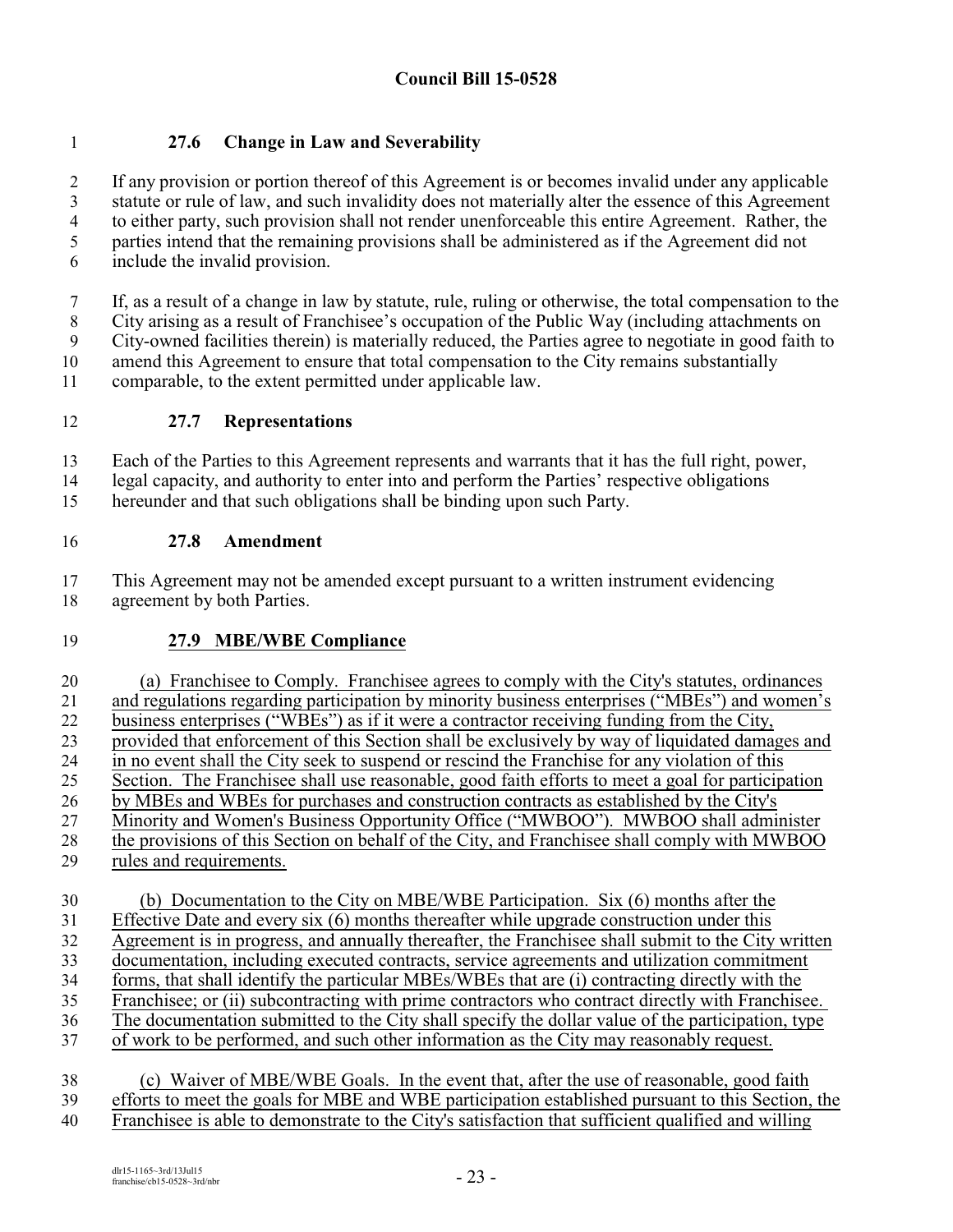### 27.6 Change in Law and Severability

If any provision or portion thereof of this Agreement is or becomes invalid under any applicable statute or rule of law, and such invalidity does not materially alter the essence of this Agreement to either party, such provision shall not render unenforceable this entire Agreement. Rather, the parties intend that the remaining provisions shall be administered as if the Agreement did not include the invalid provision.

If, as a result of a change in law by statute, rule, ruling or otherwise, the total compensation to the City arising as a result of Franchisee's occupation of the Public Way (including attachments on City-owned facilities therein) is materially reduced, the Parties agree to negotiate in good faith to amend this Agreement to ensure that total compensation to the City remains substantially comparable, to the extent permitted under applicable law.

### 27.7 Representations

Each of the Parties to this Agreement represents and warrants that it has the full right, power, legal capacity, and authority to enter into and perform the Parties' respective obligations hereunder and that such obligations shall be binding upon such Party.

### 27.8 Amendment

This Agreement may not be amended except pursuant to a written instrument evidencing agreement by both Parties.

### 27.9 MBE/WBE Compliance

(a) Franchisee to Comply. Franchisee agrees to comply with the City's statutes, ordinances and regulations regarding participation by minority business enterprises ("MBEs") and women's business enterprises ("WBEs") as if it were a contractor receiving funding from the City, provided that enforcement of this Section shall be exclusively by way of liquidated damages and in no event shall the City seek to suspend or rescind the Franchise for any violation of this Section. The Franchisee shall use reasonable, good faith efforts to meet a goal for participation by MBEs and WBEs for purchases and construction contracts as established by the City's Minority and Women's Business Opportunity Office ("MWBOO"). MWBOO shall administer the provisions of this Section on behalf of the City, and Franchisee shall comply with MWBOO rules and requirements.

(b) Documentation to the City on MBE/WBE Participation. Six (6) months after the Effective Date and every six (6) months thereafter while upgrade construction under this Agreement is in progress, and annually thereafter, the Franchisee shall submit to the City written documentation, including executed contracts, service agreements and utilization commitment forms, that shall identify the particular MBEs/WBEs that are (i) contracting directly with the Franchisee; or (ii) subcontracting with prime contractors who contract directly with Franchisee. The documentation submitted to the City shall specify the dollar value of the participation, type of work to be performed, and such other information as the City may reasonably request.

(c) Waiver of MBE/WBE Goals. In the event that, after the use of reasonable, good faith efforts to meet the goals for MBE and WBE participation established pursuant to this Section, the Franchisee is able to demonstrate to the City's satisfaction that sufficient qualified and willing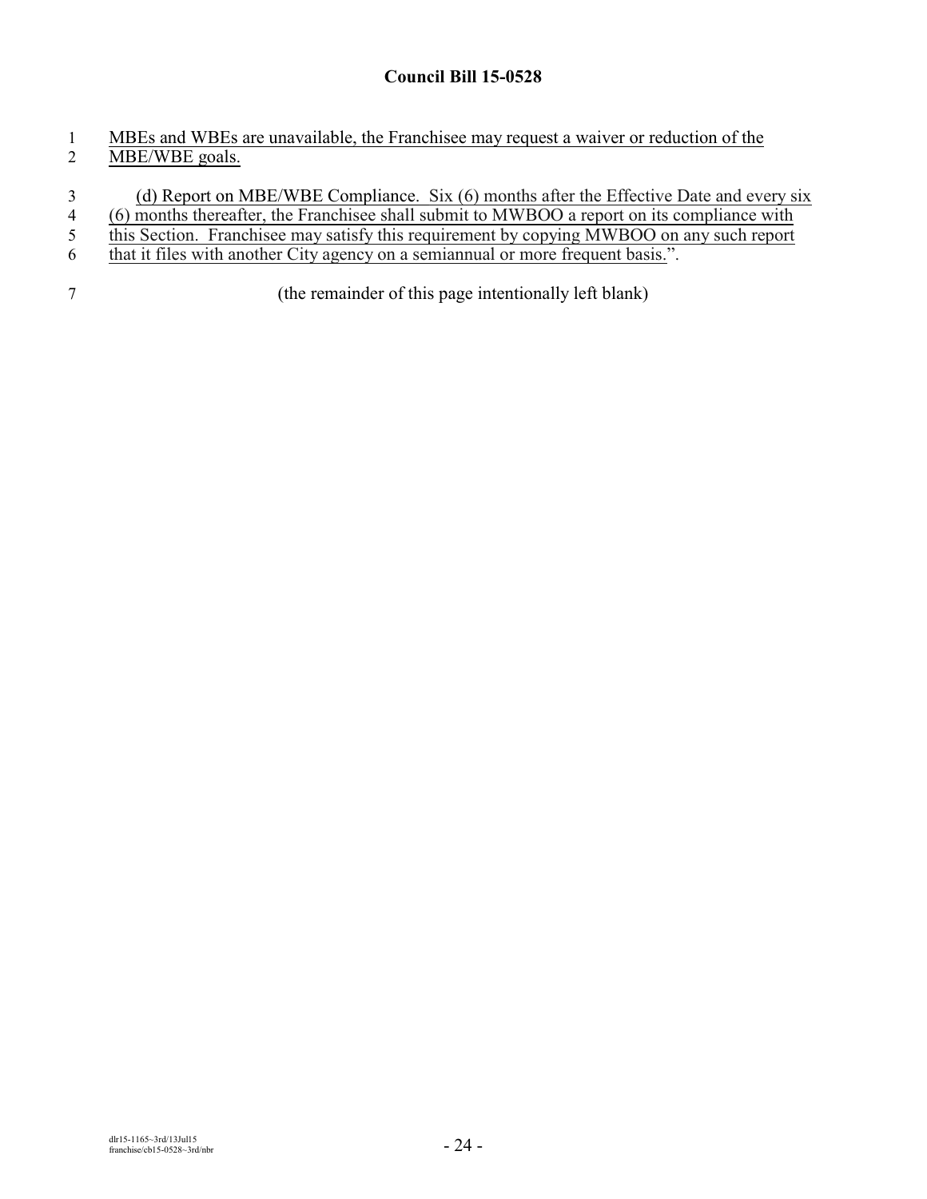**Council Bill 15-0528**

MBEs and WBEs are unavailable, the Franchisee may request a waiver or reduction of the MBE/WBE goals.

(d) Report on MBE/WBE Compliance. Six (6) months after the Effective Date and every six (6) months thereafter, the Franchisee shall submit to MWBOO a report on its compliance with this Section. Franchisee may satisfy this requirement by copying MWBOO on any such report that it files with another City agency on a semiannual or more frequent basis.".

(the remainder of this page intentionally left blank)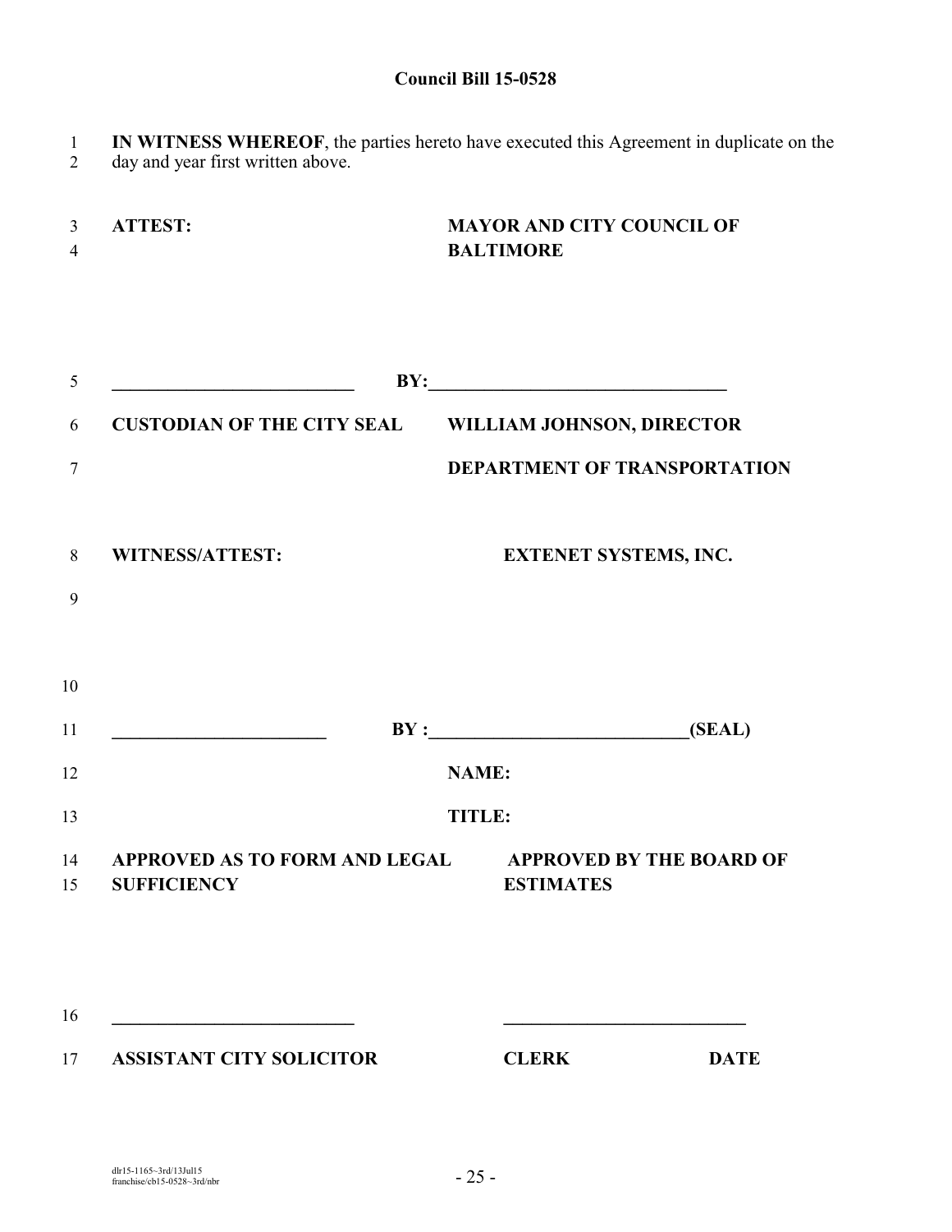**Council Bill 15-0528**

**IN WITNESS WHEREOF**, the parties hereto have executed this Agreement in duplicate on the day and year first written above.

| **ATTEST:** | **MAYOR AND CITY COUNCIL OF BALTIMORE** |
| --- | --- |
| ___________________________ | **BY:**_________________________________ |
| **CUSTODIAN OF THE CITY SEAL** | **WILLIAM JOHNSON, DIRECTOR** |
| | **DEPARTMENT OF TRANSPORTATION** |

| **WITNESS/ATTEST:** | **EXTENET SYSTEMS, INC.** |
| --- | --- |
| ________________________ | **BY :**____________________________**(SEAL)** |
| | **NAME:** |
| | **TITLE:** |

| **APPROVED AS TO FORM AND LEGAL SUFFICIENCY** | **APPROVED BY THE BOARD OF ESTIMATES** | |
| --- | --- | --- |
| ___________________________ | ___________________________ | |
| **ASSISTANT CITY SOLICITOR** | **CLERK** | **DATE** |

dlr15-1165~3rd/13Jul15
franchise/cb15-0528~3rd/nbr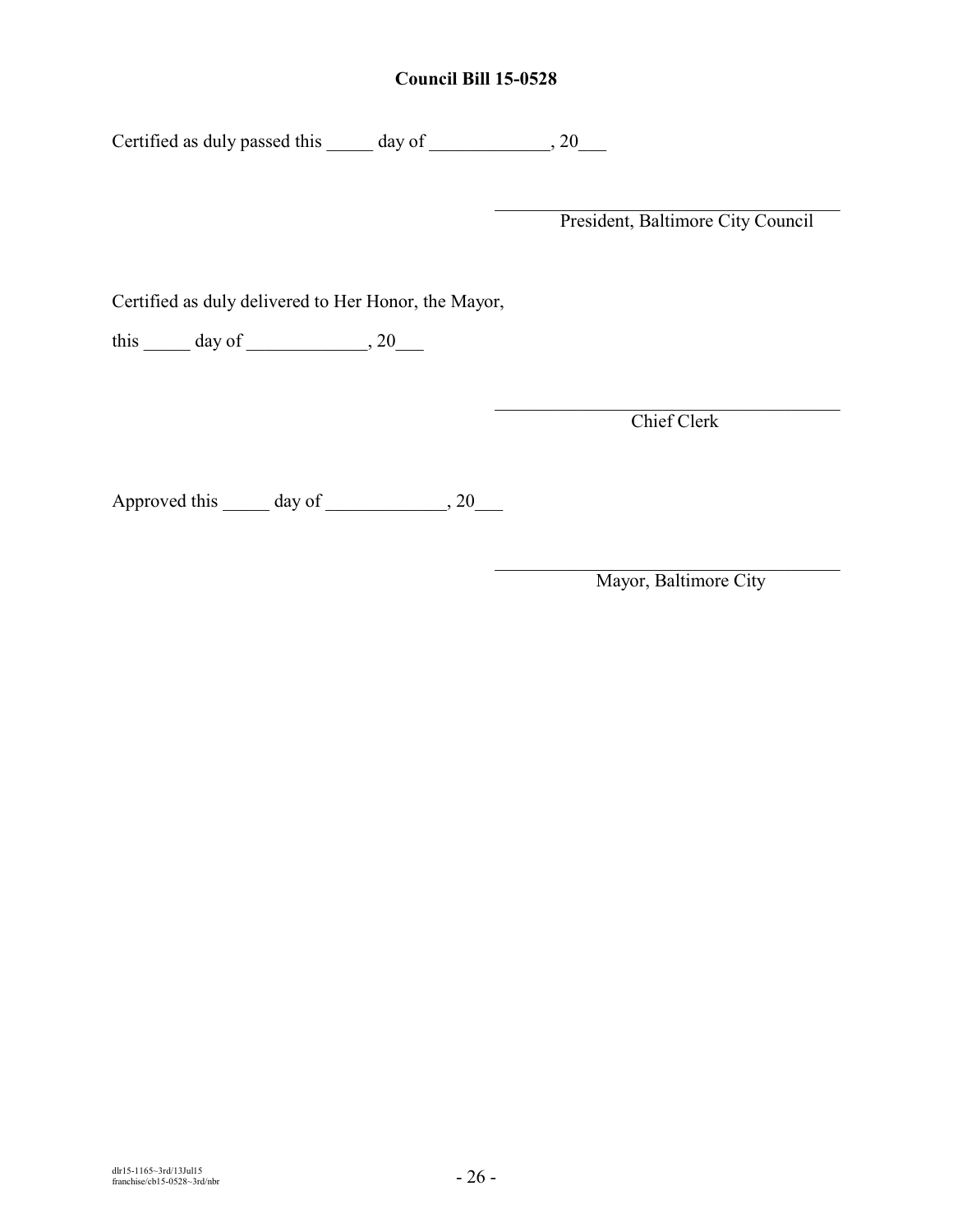**Council Bill 15-0528**

Certified as duly passed this _____ day of _____________, 20___

_______________________________________
President, Baltimore City Council

Certified as duly delivered to Her Honor, the Mayor,

this _____ day of _____________, 20___

_______________________________________
Chief Clerk

Approved this _____ day of _____________, 20___

_______________________________________
Mayor, Baltimore City

dlr15-1165~3rd/13Jul15
franchise/cb15-0528~3rd/nbr